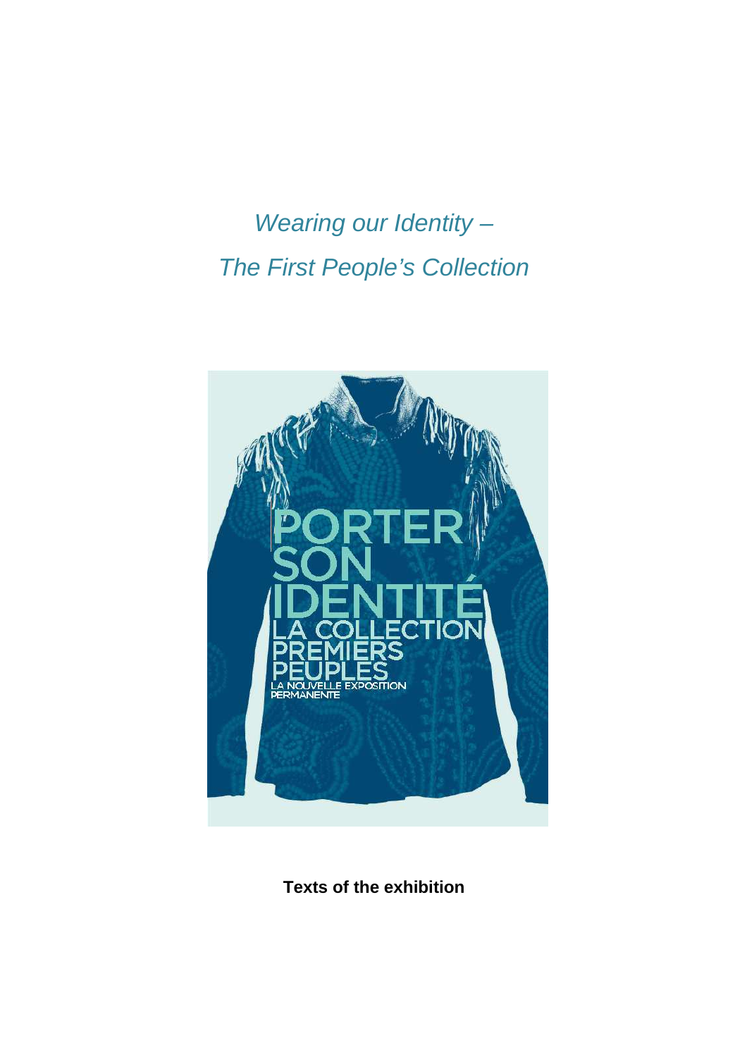*Wearing our Identity –*

*The First People's Collection*

PORTER SON IDENTITÉ

LA COLLECTION PREMIERS PEUPLES

LA NOUVELLE EXPOSITION PERMANENTE

**Texts of the exhibition**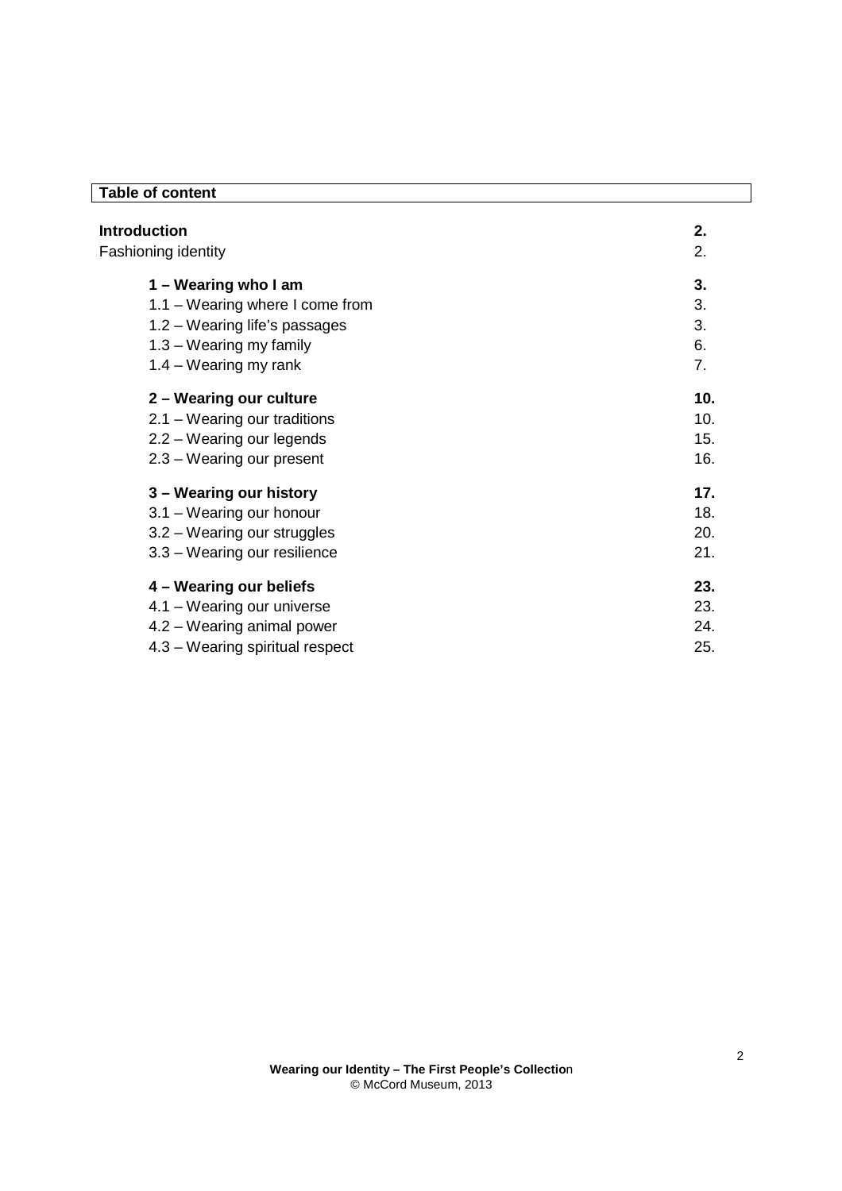## Table of content

| | |
|---|---|
| **Introduction** | **2.** |
| Fashioning identity | 2. |
| **1 – Wearing who I am** | **3.** |
| 1.1 – Wearing where I come from | 3. |
| 1.2 – Wearing life's passages | 3. |
| 1.3 – Wearing my family | 6. |
| 1.4 – Wearing my rank | 7. |
| **2 – Wearing our culture** | **10.** |
| 2.1 – Wearing our traditions | 10. |
| 2.2 – Wearing our legends | 15. |
| 2.3 – Wearing our present | 16. |
| **3 – Wearing our history** | **17.** |
| 3.1 – Wearing our honour | 18. |
| 3.2 – Wearing our struggles | 20. |
| 3.3 – Wearing our resilience | 21. |
| **4 – Wearing our beliefs** | **23.** |
| 4.1 – Wearing our universe | 23. |
| 4.2 – Wearing animal power | 24. |
| 4.3 – Wearing spiritual respect | 25. |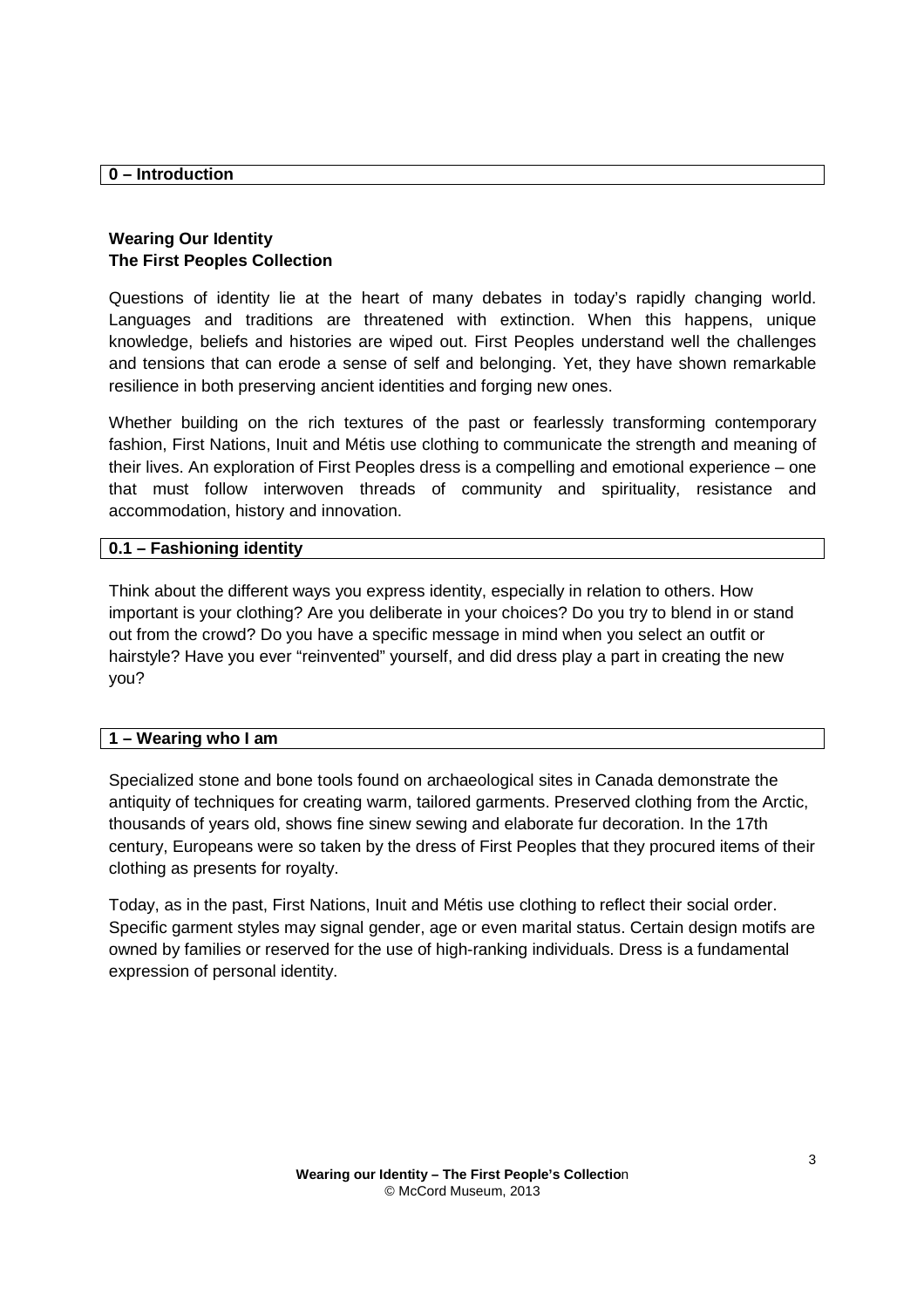## 0 – Introduction

**Wearing Our Identity**
**The First Peoples Collection**

Questions of identity lie at the heart of many debates in today's rapidly changing world. Languages and traditions are threatened with extinction. When this happens, unique knowledge, beliefs and histories are wiped out. First Peoples understand well the challenges and tensions that can erode a sense of self and belonging. Yet, they have shown remarkable resilience in both preserving ancient identities and forging new ones.

Whether building on the rich textures of the past or fearlessly transforming contemporary fashion, First Nations, Inuit and Métis use clothing to communicate the strength and meaning of their lives. An exploration of First Peoples dress is a compelling and emotional experience – one that must follow interwoven threads of community and spirituality, resistance and accommodation, history and innovation.

## 0.1 – Fashioning identity

Think about the different ways you express identity, especially in relation to others. How important is your clothing? Are you deliberate in your choices? Do you try to blend in or stand out from the crowd? Do you have a specific message in mind when you select an outfit or hairstyle? Have you ever "reinvented" yourself, and did dress play a part in creating the new you?

## 1 – Wearing who I am

Specialized stone and bone tools found on archaeological sites in Canada demonstrate the antiquity of techniques for creating warm, tailored garments. Preserved clothing from the Arctic, thousands of years old, shows fine sinew sewing and elaborate fur decoration. In the 17th century, Europeans were so taken by the dress of First Peoples that they procured items of their clothing as presents for royalty.

Today, as in the past, First Nations, Inuit and Métis use clothing to reflect their social order. Specific garment styles may signal gender, age or even marital status. Certain design motifs are owned by families or reserved for the use of high-ranking individuals. Dress is a fundamental expression of personal identity.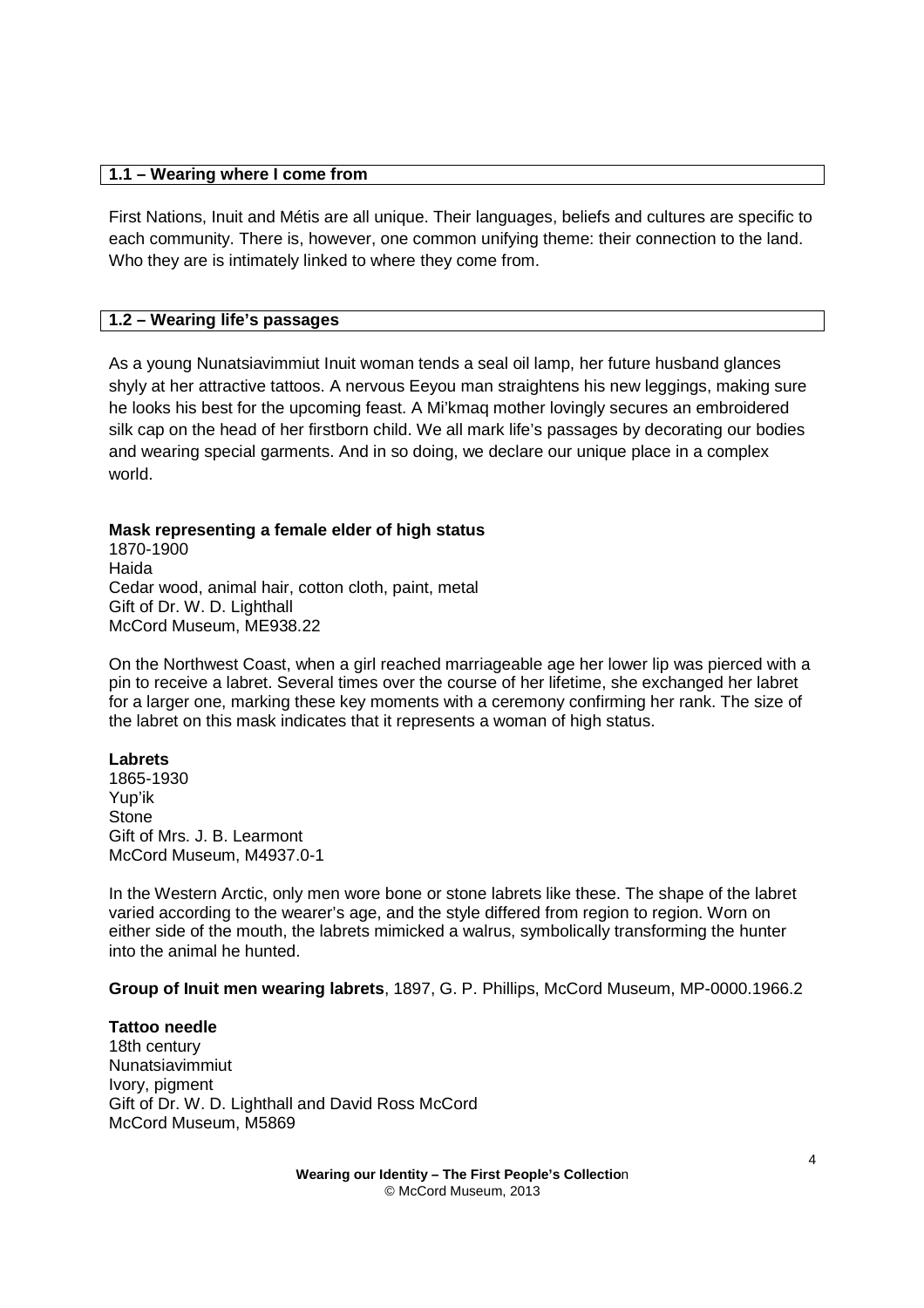## 1.1 – Wearing where I come from

First Nations, Inuit and Métis are all unique. Their languages, beliefs and cultures are specific to each community. There is, however, one common unifying theme: their connection to the land. Who they are is intimately linked to where they come from.

## 1.2 – Wearing life's passages

As a young Nunatsiavimmiut Inuit woman tends a seal oil lamp, her future husband glances shyly at her attractive tattoos. A nervous Eeyou man straightens his new leggings, making sure he looks his best for the upcoming feast. A Mi'kmaq mother lovingly secures an embroidered silk cap on the head of her firstborn child. We all mark life's passages by decorating our bodies and wearing special garments. And in so doing, we declare our unique place in a complex world.

**Mask representing a female elder of high status**
1870-1900
Haida
Cedar wood, animal hair, cotton cloth, paint, metal
Gift of Dr. W. D. Lighthall
McCord Museum, ME938.22

On the Northwest Coast, when a girl reached marriageable age her lower lip was pierced with a pin to receive a labret. Several times over the course of her lifetime, she exchanged her labret for a larger one, marking these key moments with a ceremony confirming her rank. The size of the labret on this mask indicates that it represents a woman of high status.

**Labrets**
1865-1930
Yup'ik
Stone
Gift of Mrs. J. B. Learmont
McCord Museum, M4937.0-1

In the Western Arctic, only men wore bone or stone labrets like these. The shape of the labret varied according to the wearer's age, and the style differed from region to region. Worn on either side of the mouth, the labrets mimicked a walrus, symbolically transforming the hunter into the animal he hunted.

**Group of Inuit men wearing labrets**, 1897, G. P. Phillips, McCord Museum, MP-0000.1966.2

**Tattoo needle**
18th century
Nunatsiavimmiut
Ivory, pigment
Gift of Dr. W. D. Lighthall and David Ross McCord
McCord Museum, M5869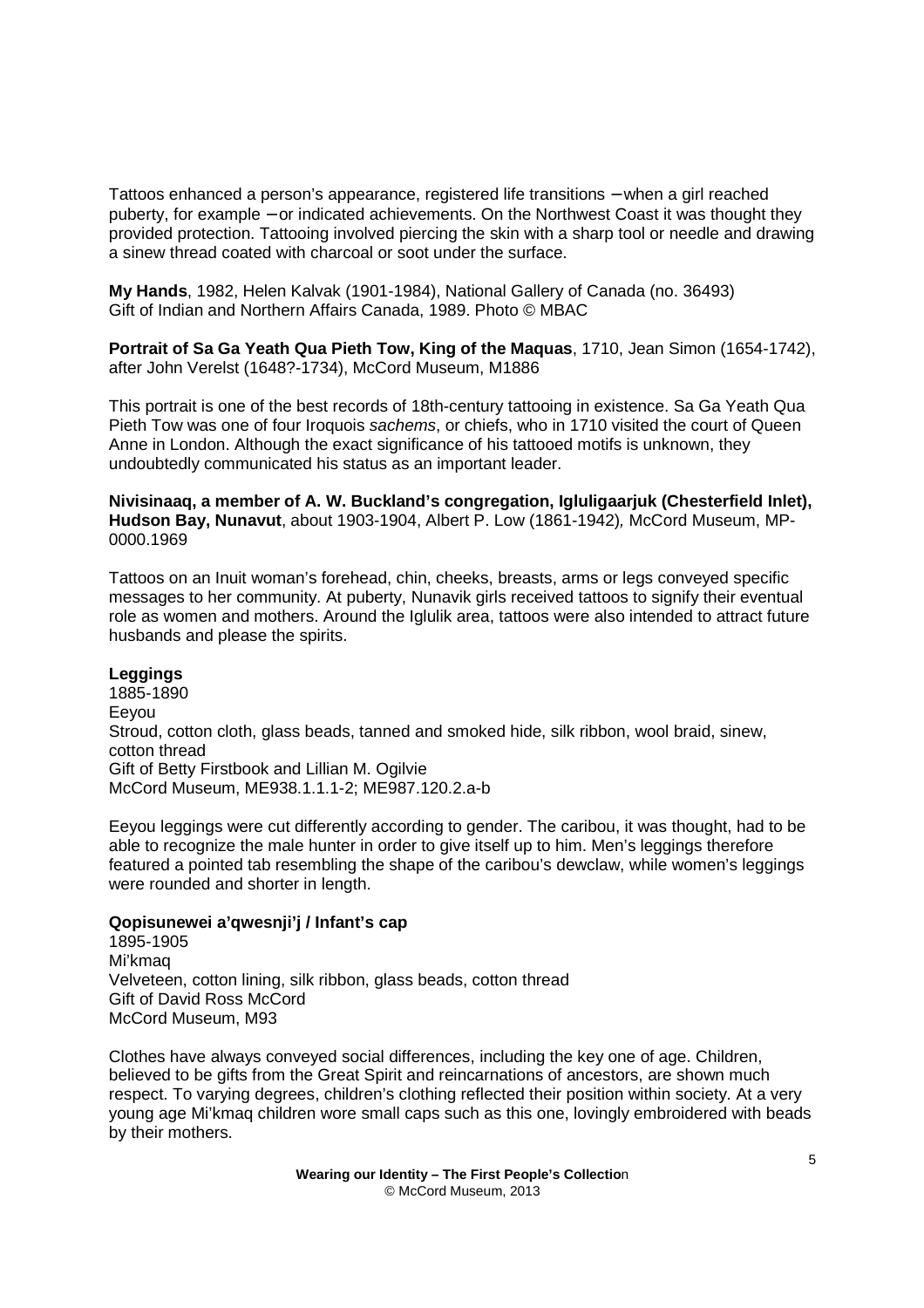Tattoos enhanced a person's appearance, registered life transitions – when a girl reached puberty, for example – or indicated achievements. On the Northwest Coast it was thought they provided protection. Tattooing involved piercing the skin with a sharp tool or needle and drawing a sinew thread coated with charcoal or soot under the surface.

**My Hands**, 1982, Helen Kalvak (1901-1984), National Gallery of Canada (no. 36493)
Gift of Indian and Northern Affairs Canada, 1989. Photo © MBAC

**Portrait of Sa Ga Yeath Qua Pieth Tow, King of the Maquas**, 1710, Jean Simon (1654-1742), after John Verelst (1648?-1734), McCord Museum, M1886

This portrait is one of the best records of 18th-century tattooing in existence. Sa Ga Yeath Qua Pieth Tow was one of four Iroquois *sachems*, or chiefs, who in 1710 visited the court of Queen Anne in London. Although the exact significance of his tattooed motifs is unknown, they undoubtedly communicated his status as an important leader.

**Nivisinaaq, a member of A. W. Buckland's congregation, Igluligaarjuk (Chesterfield Inlet), Hudson Bay, Nunavut**, about 1903-1904, Albert P. Low (1861-1942), McCord Museum, MP-0000.1969

Tattoos on an Inuit woman's forehead, chin, cheeks, breasts, arms or legs conveyed specific messages to her community. At puberty, Nunavik girls received tattoos to signify their eventual role as women and mothers. Around the Iglulik area, tattoos were also intended to attract future husbands and please the spirits.

**Leggings**
1885-1890
Eeyou
Stroud, cotton cloth, glass beads, tanned and smoked hide, silk ribbon, wool braid, sinew, cotton thread
Gift of Betty Firstbook and Lillian M. Ogilvie
McCord Museum, ME938.1.1.1-2; ME987.120.2.a-b

Eeyou leggings were cut differently according to gender. The caribou, it was thought, had to be able to recognize the male hunter in order to give itself up to him. Men's leggings therefore featured a pointed tab resembling the shape of the caribou's dewclaw, while women's leggings were rounded and shorter in length.

**Qopisunewei a'qwesnji'j / Infant's cap**
1895-1905
Mi'kmaq
Velveteen, cotton lining, silk ribbon, glass beads, cotton thread
Gift of David Ross McCord
McCord Museum, M93

Clothes have always conveyed social differences, including the key one of age. Children, believed to be gifts from the Great Spirit and reincarnations of ancestors, are shown much respect. To varying degrees, children's clothing reflected their position within society. At a very young age Mi'kmaq children wore small caps such as this one, lovingly embroidered with beads by their mothers.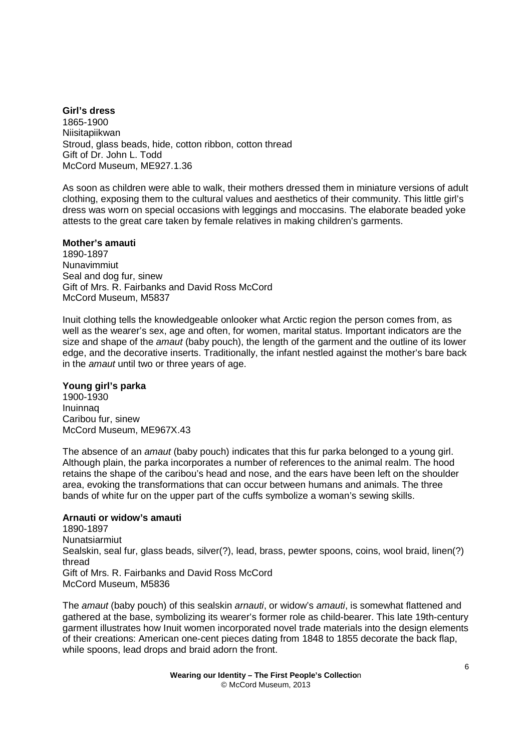**Girl's dress**
1865-1900
Niisitapiikwan
Stroud, glass beads, hide, cotton ribbon, cotton thread
Gift of Dr. John L. Todd
McCord Museum, ME927.1.36

As soon as children were able to walk, their mothers dressed them in miniature versions of adult clothing, exposing them to the cultural values and aesthetics of their community. This little girl's dress was worn on special occasions with leggings and moccasins. The elaborate beaded yoke attests to the great care taken by female relatives in making children's garments.

**Mother's amauti**
1890-1897
Nunavimmiut
Seal and dog fur, sinew
Gift of Mrs. R. Fairbanks and David Ross McCord
McCord Museum, M5837

Inuit clothing tells the knowledgeable onlooker what Arctic region the person comes from, as well as the wearer's sex, age and often, for women, marital status. Important indicators are the size and shape of the *amaut* (baby pouch), the length of the garment and the outline of its lower edge, and the decorative inserts. Traditionally, the infant nestled against the mother's bare back in the *amaut* until two or three years of age.

**Young girl's parka**
1900-1930
Inuinnaq
Caribou fur, sinew
McCord Museum, ME967X.43

The absence of an *amaut* (baby pouch) indicates that this fur parka belonged to a young girl. Although plain, the parka incorporates a number of references to the animal realm. The hood retains the shape of the caribou's head and nose, and the ears have been left on the shoulder area, evoking the transformations that can occur between humans and animals. The three bands of white fur on the upper part of the cuffs symbolize a woman's sewing skills.

**Arnauti or widow's amauti**
1890-1897
Nunatsiarmiut
Sealskin, seal fur, glass beads, silver(?), lead, brass, pewter spoons, coins, wool braid, linen(?) thread
Gift of Mrs. R. Fairbanks and David Ross McCord
McCord Museum, M5836

The *amaut* (baby pouch) of this sealskin *arnauti*, or widow's *amauti*, is somewhat flattened and gathered at the base, symbolizing its wearer's former role as child-bearer. This late 19th-century garment illustrates how Inuit women incorporated novel trade materials into the design elements of their creations: American one-cent pieces dating from 1848 to 1855 decorate the back flap, while spoons, lead drops and braid adorn the front.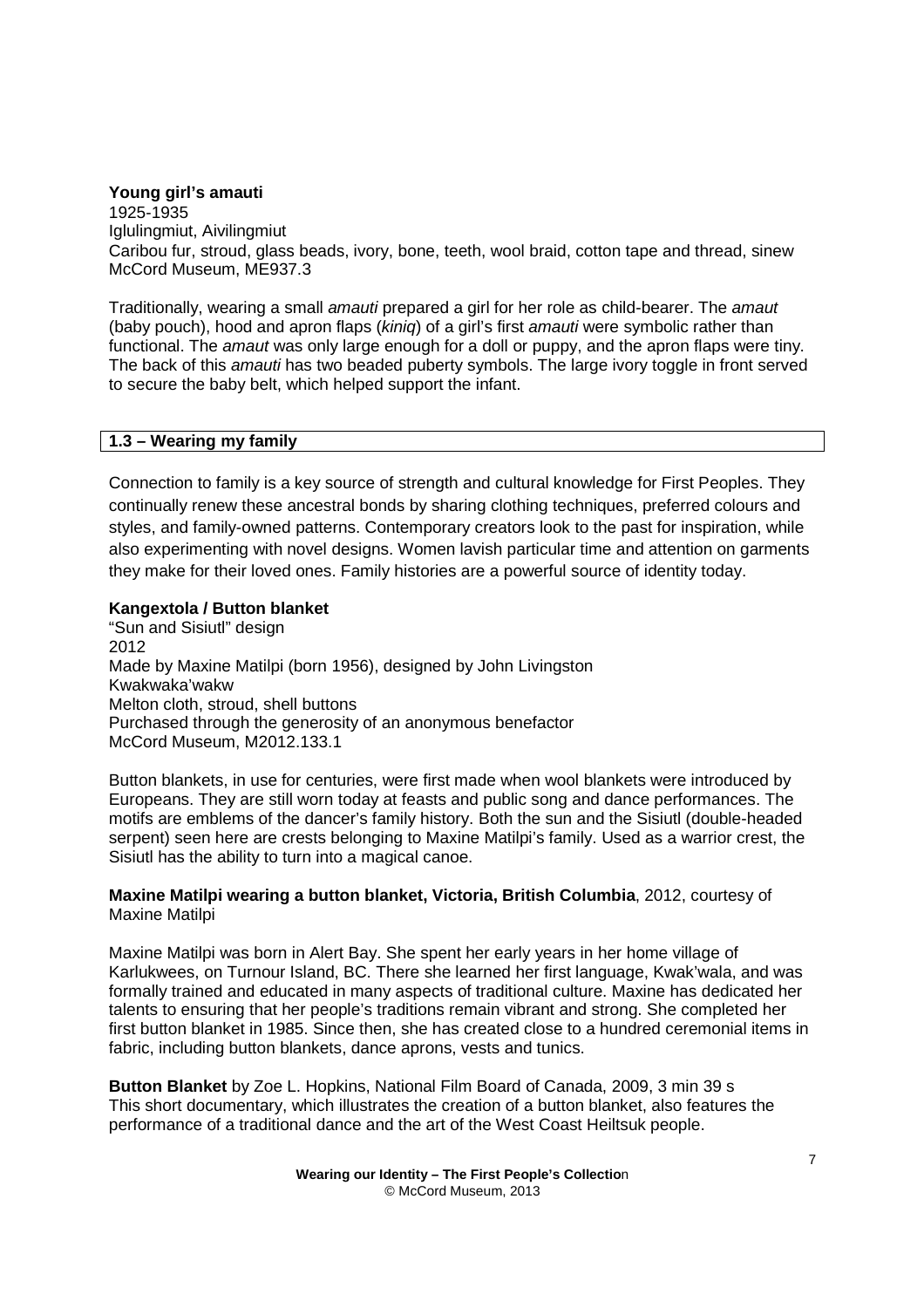**Young girl's amauti**
1925-1935
Iglulingmiut, Aivilingmiut
Caribou fur, stroud, glass beads, ivory, bone, teeth, wool braid, cotton tape and thread, sinew
McCord Museum, ME937.3

Traditionally, wearing a small *amauti* prepared a girl for her role as child-bearer. The *amaut* (baby pouch), hood and apron flaps (*kiniq*) of a girl's first *amauti* were symbolic rather than functional. The *amaut* was only large enough for a doll or puppy, and the apron flaps were tiny. The back of this *amauti* has two beaded puberty symbols. The large ivory toggle in front served to secure the baby belt, which helped support the infant.

## 1.3 – Wearing my family

Connection to family is a key source of strength and cultural knowledge for First Peoples. They continually renew these ancestral bonds by sharing clothing techniques, preferred colours and styles, and family-owned patterns. Contemporary creators look to the past for inspiration, while also experimenting with novel designs. Women lavish particular time and attention on garments they make for their loved ones. Family histories are a powerful source of identity today.

**Kangextola / Button blanket**
"Sun and Sisiutl" design
2012
Made by Maxine Matilpi (born 1956), designed by John Livingston
Kwakwaka'wakw
Melton cloth, stroud, shell buttons
Purchased through the generosity of an anonymous benefactor
McCord Museum, M2012.133.1

Button blankets, in use for centuries, were first made when wool blankets were introduced by Europeans. They are still worn today at feasts and public song and dance performances. The motifs are emblems of the dancer's family history. Both the sun and the Sisiutl (double-headed serpent) seen here are crests belonging to Maxine Matilpi's family. Used as a warrior crest, the Sisiutl has the ability to turn into a magical canoe.

**Maxine Matilpi wearing a button blanket, Victoria, British Columbia**, 2012, courtesy of Maxine Matilpi

Maxine Matilpi was born in Alert Bay. She spent her early years in her home village of Karlukwees, on Turnour Island, BC. There she learned her first language, Kwak'wala, and was formally trained and educated in many aspects of traditional culture. Maxine has dedicated her talents to ensuring that her people's traditions remain vibrant and strong. She completed her first button blanket in 1985. Since then, she has created close to a hundred ceremonial items in fabric, including button blankets, dance aprons, vests and tunics.

**Button Blanket** by Zoe L. Hopkins, National Film Board of Canada, 2009, 3 min 39 s
This short documentary, which illustrates the creation of a button blanket, also features the performance of a traditional dance and the art of the West Coast Heiltsuk people.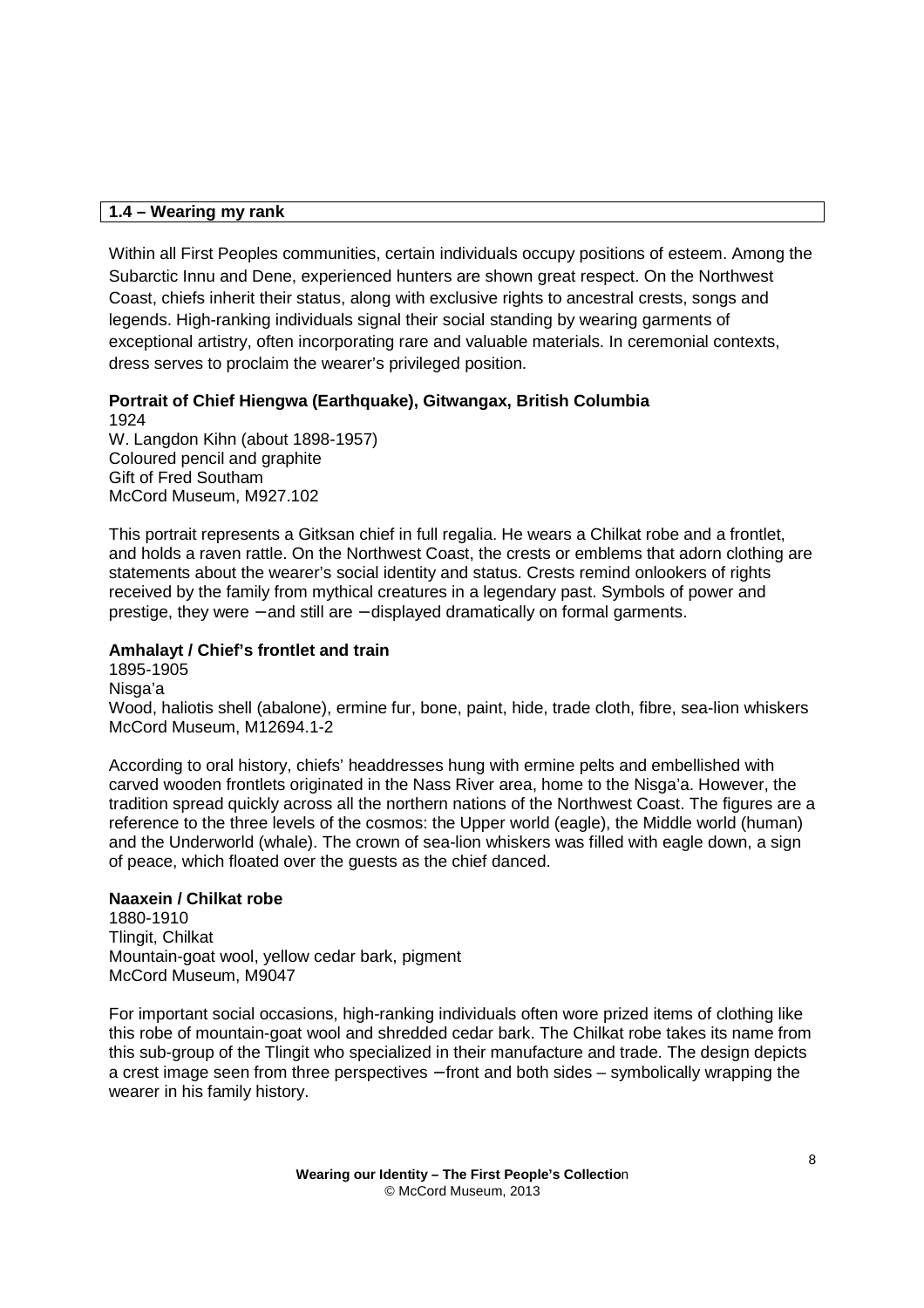## 1.4 – Wearing my rank

Within all First Peoples communities, certain individuals occupy positions of esteem. Among the Subarctic Innu and Dene, experienced hunters are shown great respect. On the Northwest Coast, chiefs inherit their status, along with exclusive rights to ancestral crests, songs and legends. High-ranking individuals signal their social standing by wearing garments of exceptional artistry, often incorporating rare and valuable materials. In ceremonial contexts, dress serves to proclaim the wearer's privileged position.

**Portrait of Chief Hiengwa (Earthquake), Gitwangax, British Columbia**
1924
W. Langdon Kihn (about 1898-1957)
Coloured pencil and graphite
Gift of Fred Southam
McCord Museum, M927.102

This portrait represents a Gitksan chief in full regalia. He wears a Chilkat robe and a frontlet, and holds a raven rattle. On the Northwest Coast, the crests or emblems that adorn clothing are statements about the wearer's social identity and status. Crests remind onlookers of rights received by the family from mythical creatures in a legendary past. Symbols of power and prestige, they were – and still are – displayed dramatically on formal garments.

**Amhalayt / Chief's frontlet and train**
1895-1905
Nisga'a
Wood, haliotis shell (abalone), ermine fur, bone, paint, hide, trade cloth, fibre, sea-lion whiskers
McCord Museum, M12694.1-2

According to oral history, chiefs' headdresses hung with ermine pelts and embellished with carved wooden frontlets originated in the Nass River area, home to the Nisga'a. However, the tradition spread quickly across all the northern nations of the Northwest Coast. The figures are a reference to the three levels of the cosmos: the Upper world (eagle), the Middle world (human) and the Underworld (whale). The crown of sea-lion whiskers was filled with eagle down, a sign of peace, which floated over the guests as the chief danced.

**Naaxein / Chilkat robe**
1880-1910
Tlingit, Chilkat
Mountain-goat wool, yellow cedar bark, pigment
McCord Museum, M9047

For important social occasions, high-ranking individuals often wore prized items of clothing like this robe of mountain-goat wool and shredded cedar bark. The Chilkat robe takes its name from this sub-group of the Tlingit who specialized in their manufacture and trade. The design depicts a crest image seen from three perspectives – front and both sides – symbolically wrapping the wearer in his family history.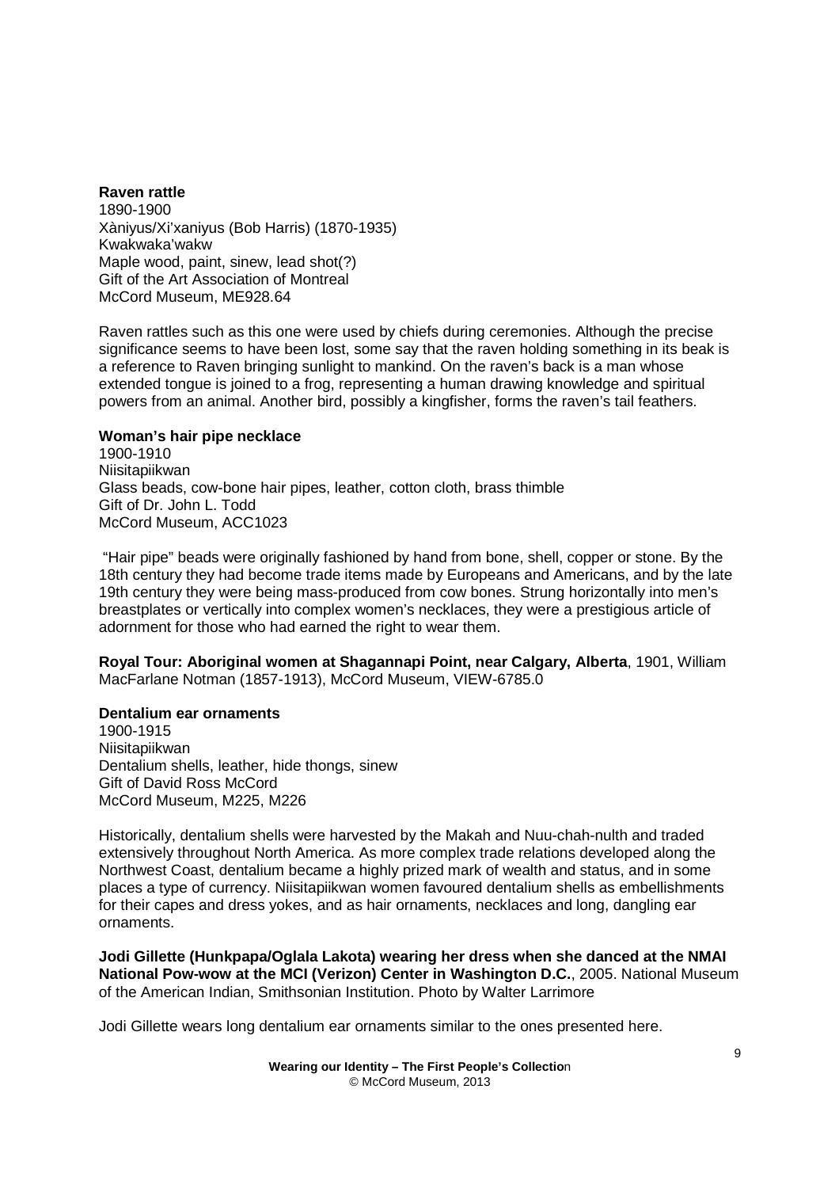**Raven rattle**
1890-1900
Xàniyus/Xi'xaniyus (Bob Harris) (1870-1935)
Kwakwaka'wakw
Maple wood, paint, sinew, lead shot(?)
Gift of the Art Association of Montreal
McCord Museum, ME928.64

Raven rattles such as this one were used by chiefs during ceremonies. Although the precise significance seems to have been lost, some say that the raven holding something in its beak is a reference to Raven bringing sunlight to mankind. On the raven's back is a man whose extended tongue is joined to a frog, representing a human drawing knowledge and spiritual powers from an animal. Another bird, possibly a kingfisher, forms the raven's tail feathers.

**Woman's hair pipe necklace**
1900-1910
Niisitapiikwan
Glass beads, cow-bone hair pipes, leather, cotton cloth, brass thimble
Gift of Dr. John L. Todd
McCord Museum, ACC1023

"Hair pipe" beads were originally fashioned by hand from bone, shell, copper or stone. By the 18th century they had become trade items made by Europeans and Americans, and by the late 19th century they were being mass-produced from cow bones. Strung horizontally into men's breastplates or vertically into complex women's necklaces, they were a prestigious article of adornment for those who had earned the right to wear them.

**Royal Tour: Aboriginal women at Shagannapi Point, near Calgary, Alberta**, 1901, William MacFarlane Notman (1857-1913), McCord Museum, VIEW-6785.0

**Dentalium ear ornaments**
1900-1915
Niisitapiikwan
Dentalium shells, leather, hide thongs, sinew
Gift of David Ross McCord
McCord Museum, M225, M226

Historically, dentalium shells were harvested by the Makah and Nuu-chah-nulth and traded extensively throughout North America. As more complex trade relations developed along the Northwest Coast, dentalium became a highly prized mark of wealth and status, and in some places a type of currency. Niisitapiikwan women favoured dentalium shells as embellishments for their capes and dress yokes, and as hair ornaments, necklaces and long, dangling ear ornaments.

**Jodi Gillette (Hunkpapa/Oglala Lakota) wearing her dress when she danced at the NMAI National Pow-wow at the MCI (Verizon) Center in Washington D.C.**, 2005. National Museum of the American Indian, Smithsonian Institution. Photo by Walter Larrimore

Jodi Gillette wears long dentalium ear ornaments similar to the ones presented here.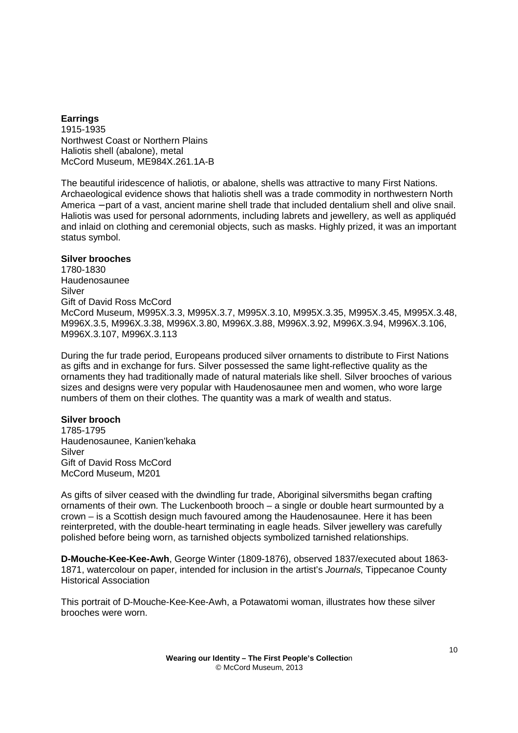**Earrings**
1915-1935
Northwest Coast or Northern Plains
Haliotis shell (abalone), metal
McCord Museum, ME984X.261.1A-B

The beautiful iridescence of haliotis, or abalone, shells was attractive to many First Nations. Archaeological evidence shows that haliotis shell was a trade commodity in northwestern North America – part of a vast, ancient marine shell trade that included dentalium shell and olive snail. Haliotis was used for personal adornments, including labrets and jewellery, as well as appliquéd and inlaid on clothing and ceremonial objects, such as masks. Highly prized, it was an important status symbol.

**Silver brooches**
1780-1830
Haudenosaunee
Silver
Gift of David Ross McCord
McCord Museum, M995X.3.3, M995X.3.7, M995X.3.10, M995X.3.35, M995X.3.45, M995X.3.48, M996X.3.5, M996X.3.38, M996X.3.80, M996X.3.88, M996X.3.92, M996X.3.94, M996X.3.106, M996X.3.107, M996X.3.113

During the fur trade period, Europeans produced silver ornaments to distribute to First Nations as gifts and in exchange for furs. Silver possessed the same light-reflective quality as the ornaments they had traditionally made of natural materials like shell. Silver brooches of various sizes and designs were very popular with Haudenosaunee men and women, who wore large numbers of them on their clothes. The quantity was a mark of wealth and status.

**Silver brooch**
1785-1795
Haudenosaunee, Kanien'kehaka
Silver
Gift of David Ross McCord
McCord Museum, M201

As gifts of silver ceased with the dwindling fur trade, Aboriginal silversmiths began crafting ornaments of their own. The Luckenbooth brooch – a single or double heart surmounted by a crown – is a Scottish design much favoured among the Haudenosaunee. Here it has been reinterpreted, with the double-heart terminating in eagle heads. Silver jewellery was carefully polished before being worn, as tarnished objects symbolized tarnished relationships.

**D-Mouche-Kee-Kee-Awh**, George Winter (1809-1876), observed 1837/executed about 1863-1871, watercolour on paper, intended for inclusion in the artist's *Journals*, Tippecanoe County Historical Association

This portrait of D-Mouche-Kee-Kee-Awh, a Potawatomi woman, illustrates how these silver brooches were worn.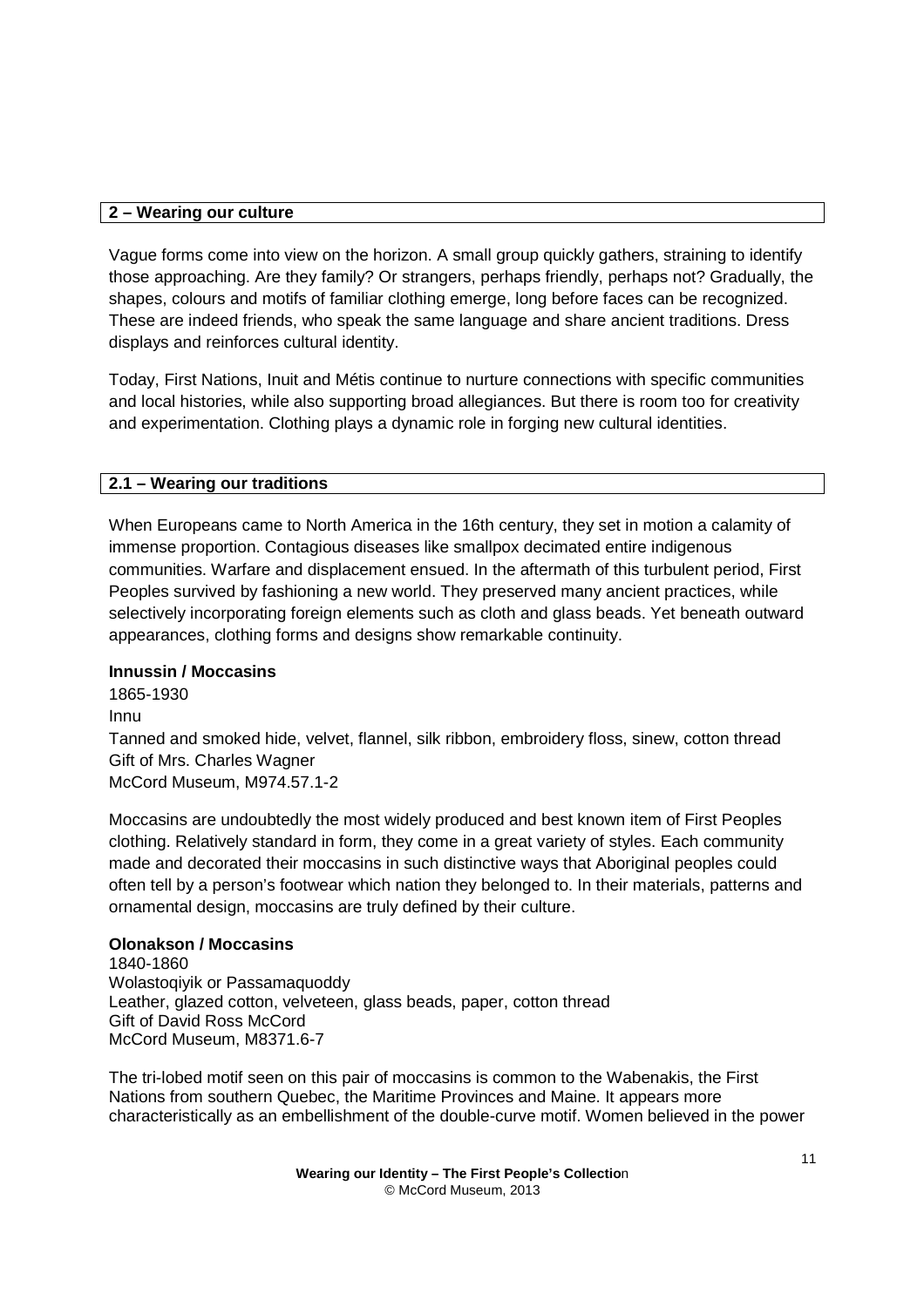## 2 – Wearing our culture

Vague forms come into view on the horizon. A small group quickly gathers, straining to identify those approaching. Are they family? Or strangers, perhaps friendly, perhaps not? Gradually, the shapes, colours and motifs of familiar clothing emerge, long before faces can be recognized. These are indeed friends, who speak the same language and share ancient traditions. Dress displays and reinforces cultural identity.

Today, First Nations, Inuit and Métis continue to nurture connections with specific communities and local histories, while also supporting broad allegiances. But there is room too for creativity and experimentation. Clothing plays a dynamic role in forging new cultural identities.

### 2.1 – Wearing our traditions

When Europeans came to North America in the 16th century, they set in motion a calamity of immense proportion. Contagious diseases like smallpox decimated entire indigenous communities. Warfare and displacement ensued. In the aftermath of this turbulent period, First Peoples survived by fashioning a new world. They preserved many ancient practices, while selectively incorporating foreign elements such as cloth and glass beads. Yet beneath outward appearances, clothing forms and designs show remarkable continuity.

**Innussin / Moccasins**
1865-1930
Innu
Tanned and smoked hide, velvet, flannel, silk ribbon, embroidery floss, sinew, cotton thread
Gift of Mrs. Charles Wagner
McCord Museum, M974.57.1-2

Moccasins are undoubtedly the most widely produced and best known item of First Peoples clothing. Relatively standard in form, they come in a great variety of styles. Each community made and decorated their moccasins in such distinctive ways that Aboriginal peoples could often tell by a person's footwear which nation they belonged to. In their materials, patterns and ornamental design, moccasins are truly defined by their culture.

**Olonakson / Moccasins**
1840-1860
Wolastoqiyik or Passamaquoddy
Leather, glazed cotton, velveteen, glass beads, paper, cotton thread
Gift of David Ross McCord
McCord Museum, M8371.6-7

The tri-lobed motif seen on this pair of moccasins is common to the Wabenakis, the First Nations from southern Quebec, the Maritime Provinces and Maine. It appears more characteristically as an embellishment of the double-curve motif. Women believed in the power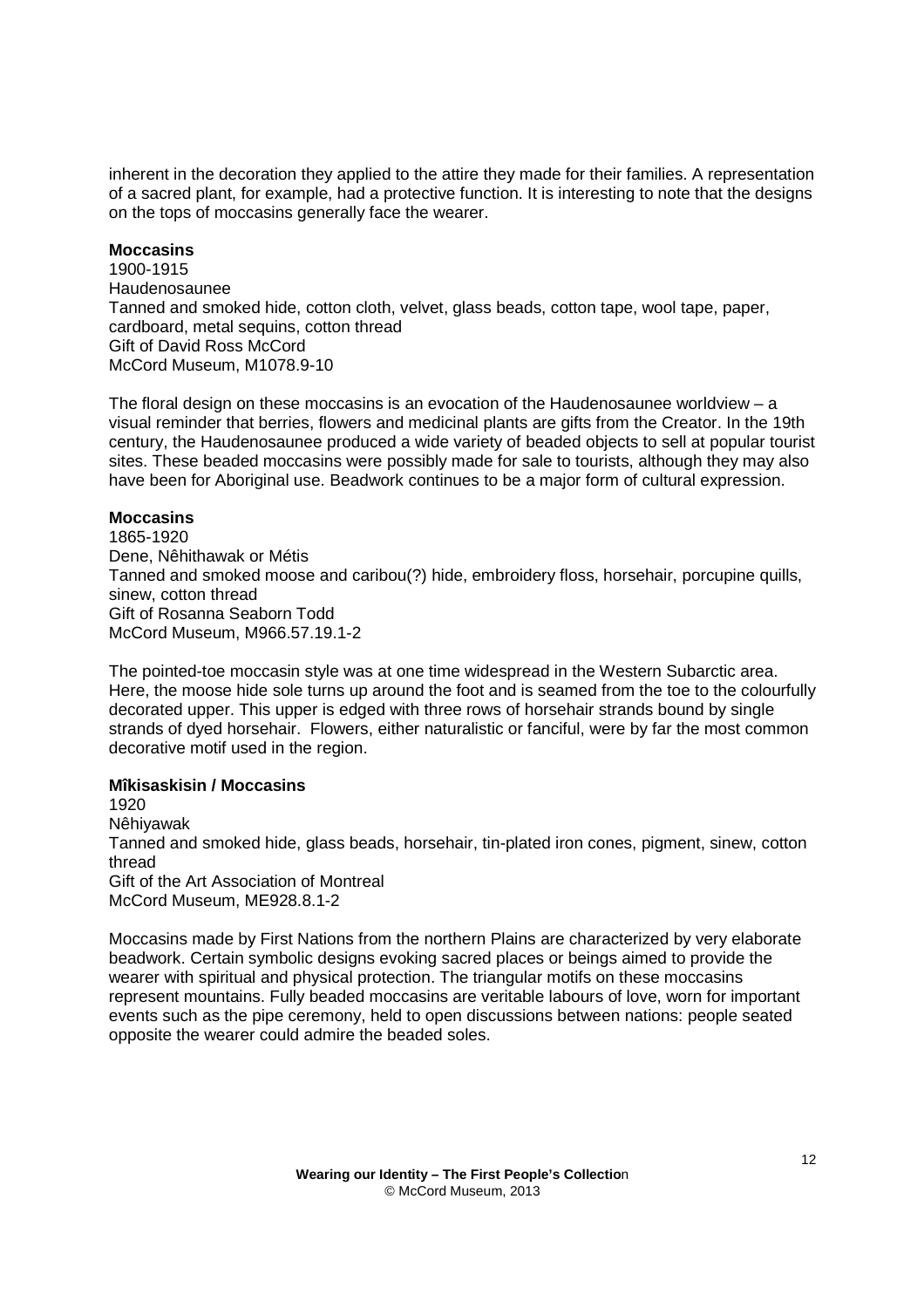inherent in the decoration they applied to the attire they made for their families. A representation of a sacred plant, for example, had a protective function. It is interesting to note that the designs on the tops of moccasins generally face the wearer.

**Moccasins**
1900-1915
Haudenosaunee
Tanned and smoked hide, cotton cloth, velvet, glass beads, cotton tape, wool tape, paper, cardboard, metal sequins, cotton thread
Gift of David Ross McCord
McCord Museum, M1078.9-10

The floral design on these moccasins is an evocation of the Haudenosaunee worldview – a visual reminder that berries, flowers and medicinal plants are gifts from the Creator. In the 19th century, the Haudenosaunee produced a wide variety of beaded objects to sell at popular tourist sites. These beaded moccasins were possibly made for sale to tourists, although they may also have been for Aboriginal use. Beadwork continues to be a major form of cultural expression.

**Moccasins**
1865-1920
Dene, Nêhithawak or Métis
Tanned and smoked moose and caribou(?) hide, embroidery floss, horsehair, porcupine quills, sinew, cotton thread
Gift of Rosanna Seaborn Todd
McCord Museum, M966.57.19.1-2

The pointed-toe moccasin style was at one time widespread in the Western Subarctic area. Here, the moose hide sole turns up around the foot and is seamed from the toe to the colourfully decorated upper. This upper is edged with three rows of horsehair strands bound by single strands of dyed horsehair. Flowers, either naturalistic or fanciful, were by far the most common decorative motif used in the region.

**Mîkisaskisin / Moccasins**
1920
Nêhiyawak
Tanned and smoked hide, glass beads, horsehair, tin-plated iron cones, pigment, sinew, cotton thread
Gift of the Art Association of Montreal
McCord Museum, ME928.8.1-2

Moccasins made by First Nations from the northern Plains are characterized by very elaborate beadwork. Certain symbolic designs evoking sacred places or beings aimed to provide the wearer with spiritual and physical protection. The triangular motifs on these moccasins represent mountains. Fully beaded moccasins are veritable labours of love, worn for important events such as the pipe ceremony, held to open discussions between nations: people seated opposite the wearer could admire the beaded soles.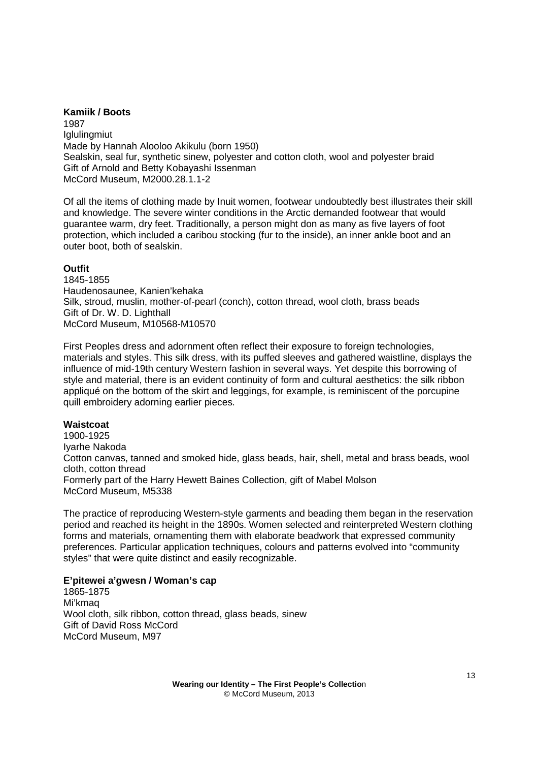**Kamiik / Boots**
1987
Iglulingmiut
Made by Hannah Alooloo Akikulu (born 1950)
Sealskin, seal fur, synthetic sinew, polyester and cotton cloth, wool and polyester braid
Gift of Arnold and Betty Kobayashi Issenman
McCord Museum, M2000.28.1.1-2

Of all the items of clothing made by Inuit women, footwear undoubtedly best illustrates their skill and knowledge. The severe winter conditions in the Arctic demanded footwear that would guarantee warm, dry feet. Traditionally, a person might don as many as five layers of foot protection, which included a caribou stocking (fur to the inside), an inner ankle boot and an outer boot, both of sealskin.

**Outfit**
1845-1855
Haudenosaunee, Kanien'kehaka
Silk, stroud, muslin, mother-of-pearl (conch), cotton thread, wool cloth, brass beads
Gift of Dr. W. D. Lighthall
McCord Museum, M10568-M10570

First Peoples dress and adornment often reflect their exposure to foreign technologies, materials and styles. This silk dress, with its puffed sleeves and gathered waistline, displays the influence of mid-19th century Western fashion in several ways. Yet despite this borrowing of style and material, there is an evident continuity of form and cultural aesthetics: the silk ribbon appliqué on the bottom of the skirt and leggings, for example, is reminiscent of the porcupine quill embroidery adorning earlier pieces.

**Waistcoat**
1900-1925
Iyarhe Nakoda
Cotton canvas, tanned and smoked hide, glass beads, hair, shell, metal and brass beads, wool cloth, cotton thread
Formerly part of the Harry Hewett Baines Collection, gift of Mabel Molson
McCord Museum, M5338

The practice of reproducing Western-style garments and beading them began in the reservation period and reached its height in the 1890s. Women selected and reinterpreted Western clothing forms and materials, ornamenting them with elaborate beadwork that expressed community preferences. Particular application techniques, colours and patterns evolved into "community styles" that were quite distinct and easily recognizable.

**E'pitewei a'gwesn / Woman's cap**
1865-1875
Mi'kmaq
Wool cloth, silk ribbon, cotton thread, glass beads, sinew
Gift of David Ross McCord
McCord Museum, M97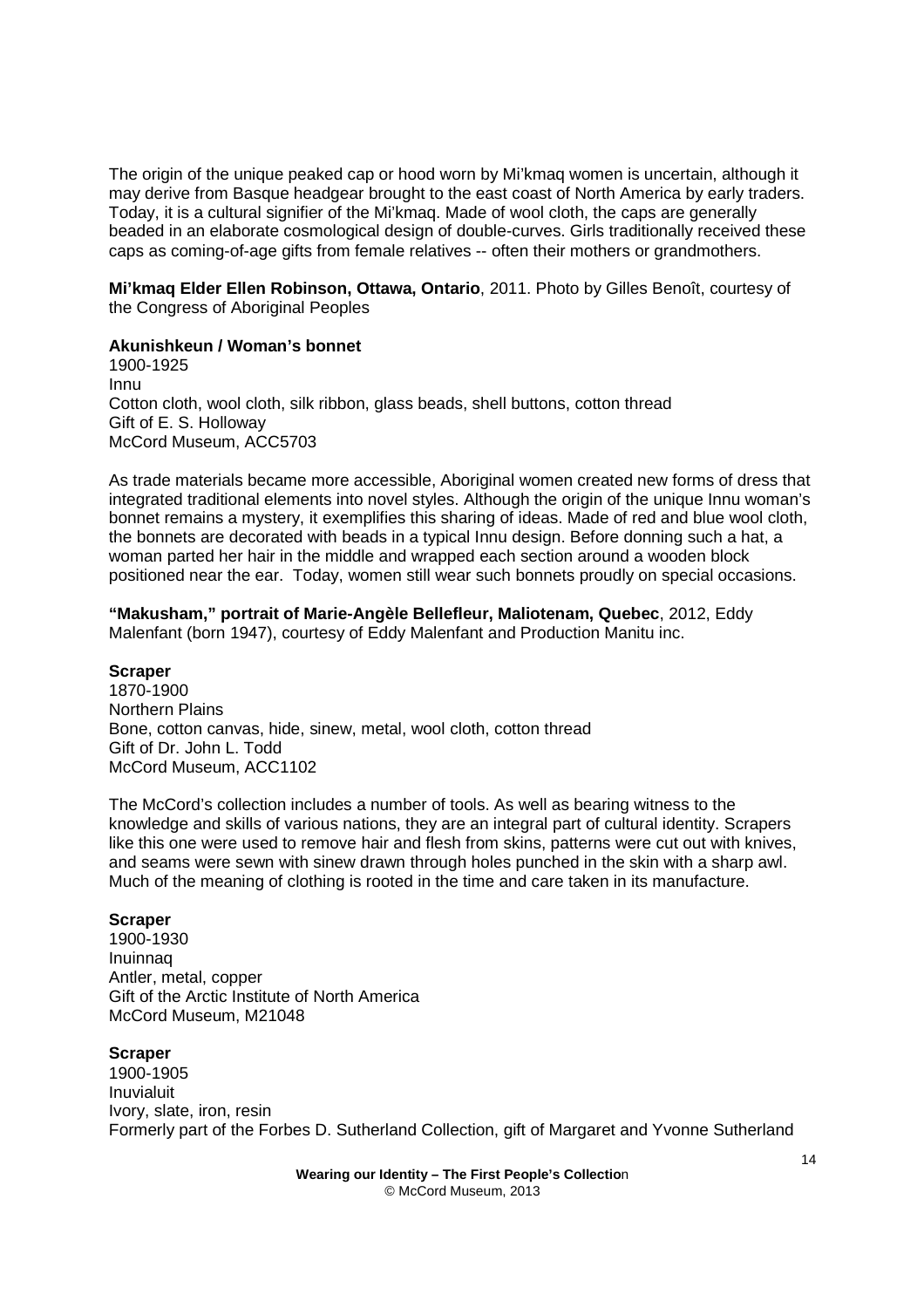The origin of the unique peaked cap or hood worn by Mi'kmaq women is uncertain, although it may derive from Basque headgear brought to the east coast of North America by early traders. Today, it is a cultural signifier of the Mi'kmaq. Made of wool cloth, the caps are generally beaded in an elaborate cosmological design of double-curves. Girls traditionally received these caps as coming-of-age gifts from female relatives -- often their mothers or grandmothers.

**Mi'kmaq Elder Ellen Robinson, Ottawa, Ontario**, 2011. Photo by Gilles Benoît, courtesy of the Congress of Aboriginal Peoples

**Akunishkeun / Woman's bonnet**
1900-1925
Innu
Cotton cloth, wool cloth, silk ribbon, glass beads, shell buttons, cotton thread
Gift of E. S. Holloway
McCord Museum, ACC5703

As trade materials became more accessible, Aboriginal women created new forms of dress that integrated traditional elements into novel styles. Although the origin of the unique Innu woman's bonnet remains a mystery, it exemplifies this sharing of ideas. Made of red and blue wool cloth, the bonnets are decorated with beads in a typical Innu design. Before donning such a hat, a woman parted her hair in the middle and wrapped each section around a wooden block positioned near the ear. Today, women still wear such bonnets proudly on special occasions.

**"Makusham," portrait of Marie-Angèle Bellefleur, Maliotenam, Quebec**, 2012, Eddy Malenfant (born 1947), courtesy of Eddy Malenfant and Production Manitu inc.

**Scraper**
1870-1900
Northern Plains
Bone, cotton canvas, hide, sinew, metal, wool cloth, cotton thread
Gift of Dr. John L. Todd
McCord Museum, ACC1102

The McCord's collection includes a number of tools. As well as bearing witness to the knowledge and skills of various nations, they are an integral part of cultural identity. Scrapers like this one were used to remove hair and flesh from skins, patterns were cut out with knives, and seams were sewn with sinew drawn through holes punched in the skin with a sharp awl. Much of the meaning of clothing is rooted in the time and care taken in its manufacture.

**Scraper**
1900-1930
Inuinnaq
Antler, metal, copper
Gift of the Arctic Institute of North America
McCord Museum, M21048

**Scraper**
1900-1905
Inuvialuit
Ivory, slate, iron, resin
Formerly part of the Forbes D. Sutherland Collection, gift of Margaret and Yvonne Sutherland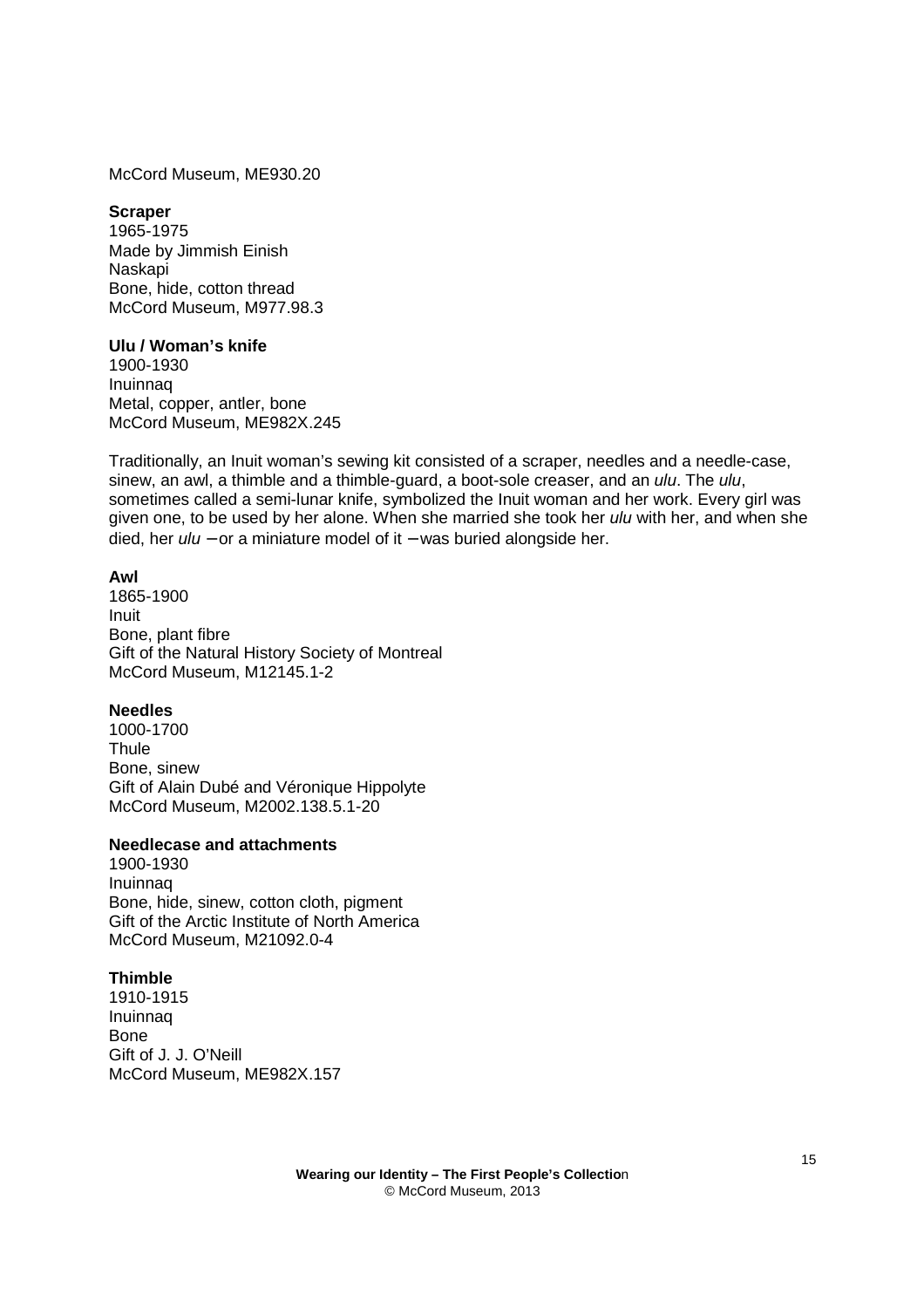McCord Museum, ME930.20

**Scraper**
1965-1975
Made by Jimmish Einish
Naskapi
Bone, hide, cotton thread
McCord Museum, M977.98.3

**Ulu / Woman's knife**
1900-1930
Inuinnaq
Metal, copper, antler, bone
McCord Museum, ME982X.245

Traditionally, an Inuit woman's sewing kit consisted of a scraper, needles and a needle-case, sinew, an awl, a thimble and a thimble-guard, a boot-sole creaser, and an *ulu*. The *ulu*, sometimes called a semi-lunar knife, symbolized the Inuit woman and her work. Every girl was given one, to be used by her alone. When she married she took her *ulu* with her, and when she died, her *ulu* – or a miniature model of it – was buried alongside her.

**Awl**
1865-1900
Inuit
Bone, plant fibre
Gift of the Natural History Society of Montreal
McCord Museum, M12145.1-2

**Needles**
1000-1700
Thule
Bone, sinew
Gift of Alain Dubé and Véronique Hippolyte
McCord Museum, M2002.138.5.1-20

**Needlecase and attachments**
1900-1930
Inuinnaq
Bone, hide, sinew, cotton cloth, pigment
Gift of the Arctic Institute of North America
McCord Museum, M21092.0-4

**Thimble**
1910-1915
Inuinnaq
Bone
Gift of J. J. O'Neill
McCord Museum, ME982X.157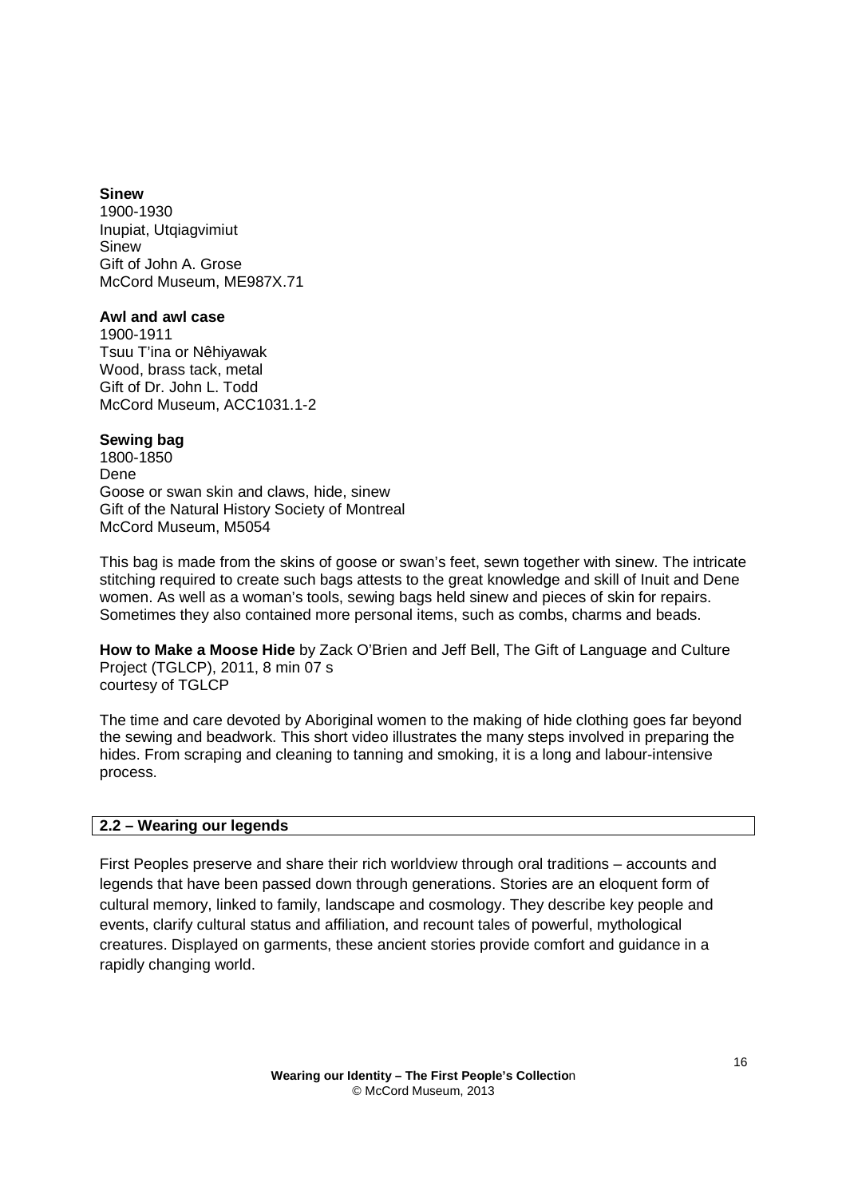**Sinew**
1900-1930
Inupiat, Utqiagvimiut
Sinew
Gift of John A. Grose
McCord Museum, ME987X.71

**Awl and awl case**
1900-1911
Tsuu T'ina or Nêhiyawak
Wood, brass tack, metal
Gift of Dr. John L. Todd
McCord Museum, ACC1031.1-2

**Sewing bag**
1800-1850
Dene
Goose or swan skin and claws, hide, sinew
Gift of the Natural History Society of Montreal
McCord Museum, M5054

This bag is made from the skins of goose or swan's feet, sewn together with sinew. The intricate stitching required to create such bags attests to the great knowledge and skill of Inuit and Dene women. As well as a woman's tools, sewing bags held sinew and pieces of skin for repairs. Sometimes they also contained more personal items, such as combs, charms and beads.

**How to Make a Moose Hide** by Zack O'Brien and Jeff Bell, The Gift of Language and Culture Project (TGLCP), 2011, 8 min 07 s
courtesy of TGLCP

The time and care devoted by Aboriginal women to the making of hide clothing goes far beyond the sewing and beadwork. This short video illustrates the many steps involved in preparing the hides. From scraping and cleaning to tanning and smoking, it is a long and labour-intensive process.

## 2.2 – Wearing our legends

First Peoples preserve and share their rich worldview through oral traditions – accounts and legends that have been passed down through generations. Stories are an eloquent form of cultural memory, linked to family, landscape and cosmology. They describe key people and events, clarify cultural status and affiliation, and recount tales of powerful, mythological creatures. Displayed on garments, these ancient stories provide comfort and guidance in a rapidly changing world.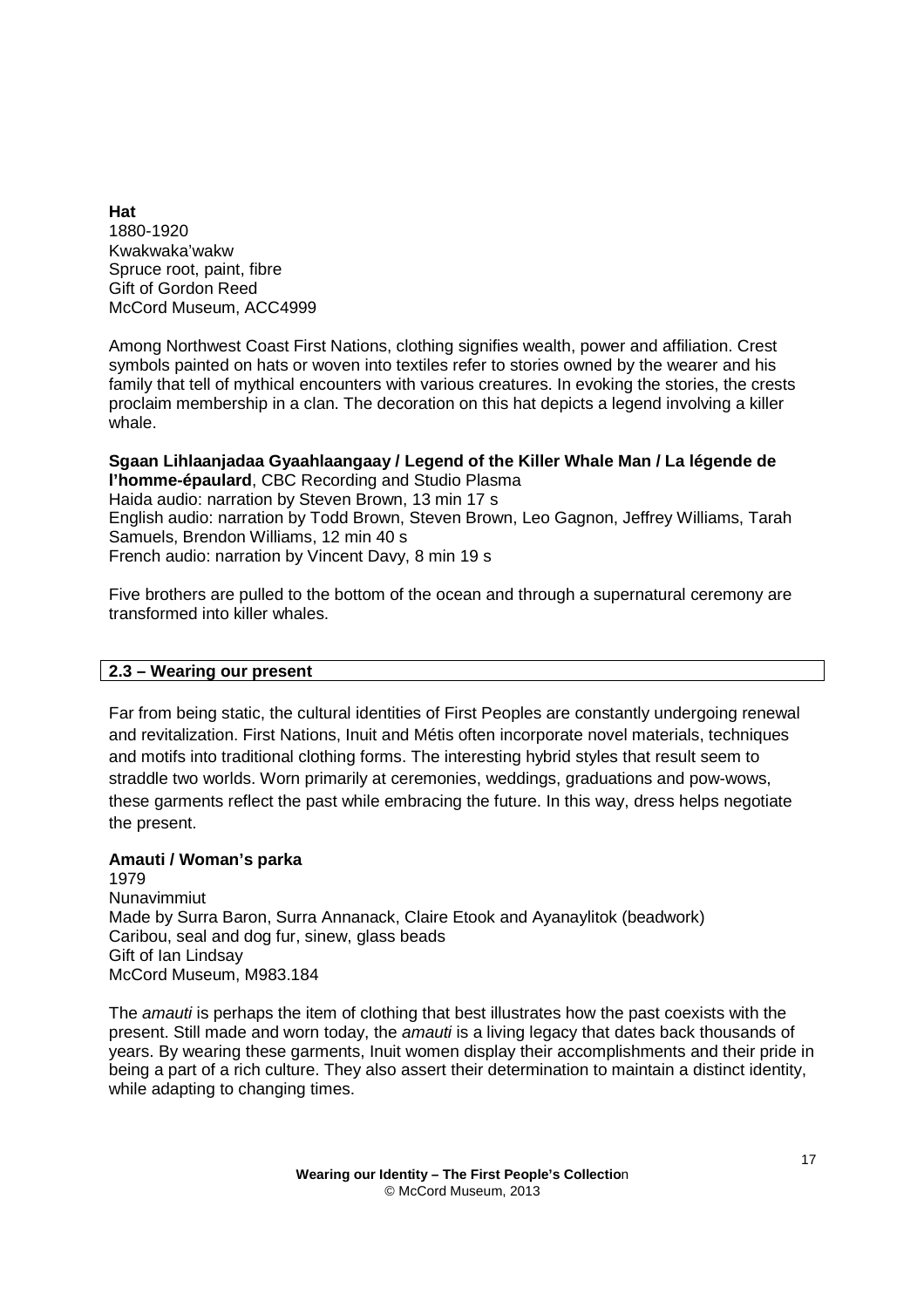**Hat**
1880-1920
Kwakwaka'wakw
Spruce root, paint, fibre
Gift of Gordon Reed
McCord Museum, ACC4999

Among Northwest Coast First Nations, clothing signifies wealth, power and affiliation. Crest symbols painted on hats or woven into textiles refer to stories owned by the wearer and his family that tell of mythical encounters with various creatures. In evoking the stories, the crests proclaim membership in a clan. The decoration on this hat depicts a legend involving a killer whale.

**Sgaan Lihlaanjadaa Gyaahlaangaay / Legend of the Killer Whale Man / La légende de l'homme-épaulard**, CBC Recording and Studio Plasma
Haida audio: narration by Steven Brown, 13 min 17 s
English audio: narration by Todd Brown, Steven Brown, Leo Gagnon, Jeffrey Williams, Tarah Samuels, Brendon Williams, 12 min 40 s
French audio: narration by Vincent Davy, 8 min 19 s

Five brothers are pulled to the bottom of the ocean and through a supernatural ceremony are transformed into killer whales.

## 2.3 – Wearing our present

Far from being static, the cultural identities of First Peoples are constantly undergoing renewal and revitalization. First Nations, Inuit and Métis often incorporate novel materials, techniques and motifs into traditional clothing forms. The interesting hybrid styles that result seem to straddle two worlds. Worn primarily at ceremonies, weddings, graduations and pow-wows, these garments reflect the past while embracing the future. In this way, dress helps negotiate the present.

**Amauti / Woman's parka**
1979
Nunavimmiut
Made by Surra Baron, Surra Annanack, Claire Etook and Ayanaylitok (beadwork)
Caribou, seal and dog fur, sinew, glass beads
Gift of Ian Lindsay
McCord Museum, M983.184

The *amauti* is perhaps the item of clothing that best illustrates how the past coexists with the present. Still made and worn today, the *amauti* is a living legacy that dates back thousands of years. By wearing these garments, Inuit women display their accomplishments and their pride in being a part of a rich culture. They also assert their determination to maintain a distinct identity, while adapting to changing times.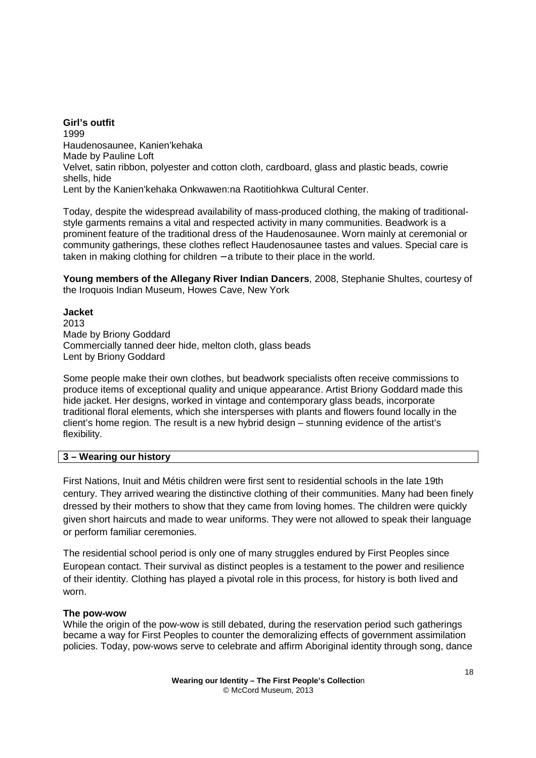**Girl's outfit**
1999
Haudenosaunee, Kanien'kehaka
Made by Pauline Loft
Velvet, satin ribbon, polyester and cotton cloth, cardboard, glass and plastic beads, cowrie shells, hide
Lent by the Kanien'kehaka Onkwawen:na Raotitiohkwa Cultural Center.

Today, despite the widespread availability of mass-produced clothing, the making of traditional-style garments remains a vital and respected activity in many communities. Beadwork is a prominent feature of the traditional dress of the Haudenosaunee. Worn mainly at ceremonial or community gatherings, these clothes reflect Haudenosaunee tastes and values. Special care is taken in making clothing for children – a tribute to their place in the world.

**Young members of the Allegany River Indian Dancers**, 2008, Stephanie Shultes, courtesy of the Iroquois Indian Museum, Howes Cave, New York

**Jacket**
2013
Made by Briony Goddard
Commercially tanned deer hide, melton cloth, glass beads
Lent by Briony Goddard

Some people make their own clothes, but beadwork specialists often receive commissions to produce items of exceptional quality and unique appearance. Artist Briony Goddard made this hide jacket. Her designs, worked in vintage and contemporary glass beads, incorporate traditional floral elements, which she intersperses with plants and flowers found locally in the client's home region. The result is a new hybrid design – stunning evidence of the artist's flexibility.

## 3 – Wearing our history

First Nations, Inuit and Métis children were first sent to residential schools in the late 19th century. They arrived wearing the distinctive clothing of their communities. Many had been finely dressed by their mothers to show that they came from loving homes. The children were quickly given short haircuts and made to wear uniforms. They were not allowed to speak their language or perform familiar ceremonies.

The residential school period is only one of many struggles endured by First Peoples since European contact. Their survival as distinct peoples is a testament to the power and resilience of their identity. Clothing has played a pivotal role in this process, for history is both lived and worn.

**The pow-wow**
While the origin of the pow-wow is still debated, during the reservation period such gatherings became a way for First Peoples to counter the demoralizing effects of government assimilation policies. Today, pow-wows serve to celebrate and affirm Aboriginal identity through song, dance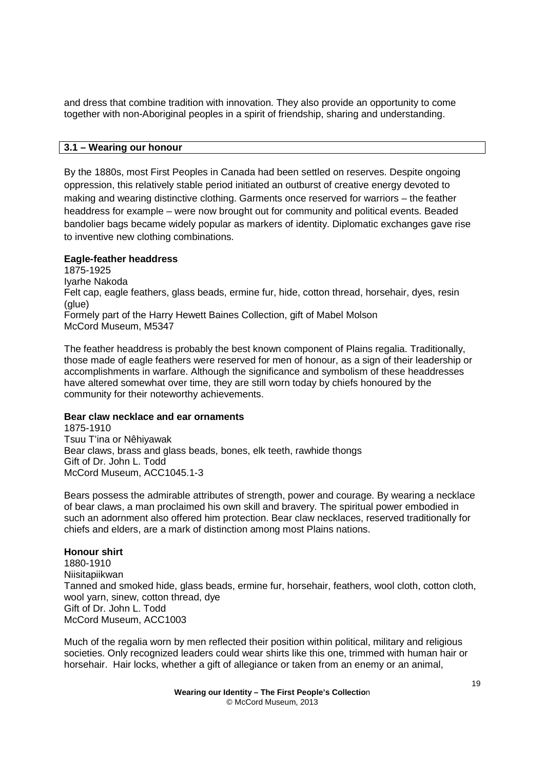and dress that combine tradition with innovation. They also provide an opportunity to come together with non-Aboriginal peoples in a spirit of friendship, sharing and understanding.

## 3.1 – Wearing our honour

By the 1880s, most First Peoples in Canada had been settled on reserves. Despite ongoing oppression, this relatively stable period initiated an outburst of creative energy devoted to making and wearing distinctive clothing. Garments once reserved for warriors – the feather headdress for example – were now brought out for community and political events. Beaded bandolier bags became widely popular as markers of identity. Diplomatic exchanges gave rise to inventive new clothing combinations.

**Eagle-feather headdress**
1875-1925
Iyarhe Nakoda
Felt cap, eagle feathers, glass beads, ermine fur, hide, cotton thread, horsehair, dyes, resin (glue)
Formely part of the Harry Hewett Baines Collection, gift of Mabel Molson
McCord Museum, M5347

The feather headdress is probably the best known component of Plains regalia. Traditionally, those made of eagle feathers were reserved for men of honour, as a sign of their leadership or accomplishments in warfare. Although the significance and symbolism of these headdresses have altered somewhat over time, they are still worn today by chiefs honoured by the community for their noteworthy achievements.

**Bear claw necklace and ear ornaments**
1875-1910
Tsuu T'ina or Nêhiyawak
Bear claws, brass and glass beads, bones, elk teeth, rawhide thongs
Gift of Dr. John L. Todd
McCord Museum, ACC1045.1-3

Bears possess the admirable attributes of strength, power and courage. By wearing a necklace of bear claws, a man proclaimed his own skill and bravery. The spiritual power embodied in such an adornment also offered him protection. Bear claw necklaces, reserved traditionally for chiefs and elders, are a mark of distinction among most Plains nations.

**Honour shirt**
1880-1910
Niisitapiikwan
Tanned and smoked hide, glass beads, ermine fur, horsehair, feathers, wool cloth, cotton cloth, wool yarn, sinew, cotton thread, dye
Gift of Dr. John L. Todd
McCord Museum, ACC1003

Much of the regalia worn by men reflected their position within political, military and religious societies. Only recognized leaders could wear shirts like this one, trimmed with human hair or horsehair. Hair locks, whether a gift of allegiance or taken from an enemy or an animal,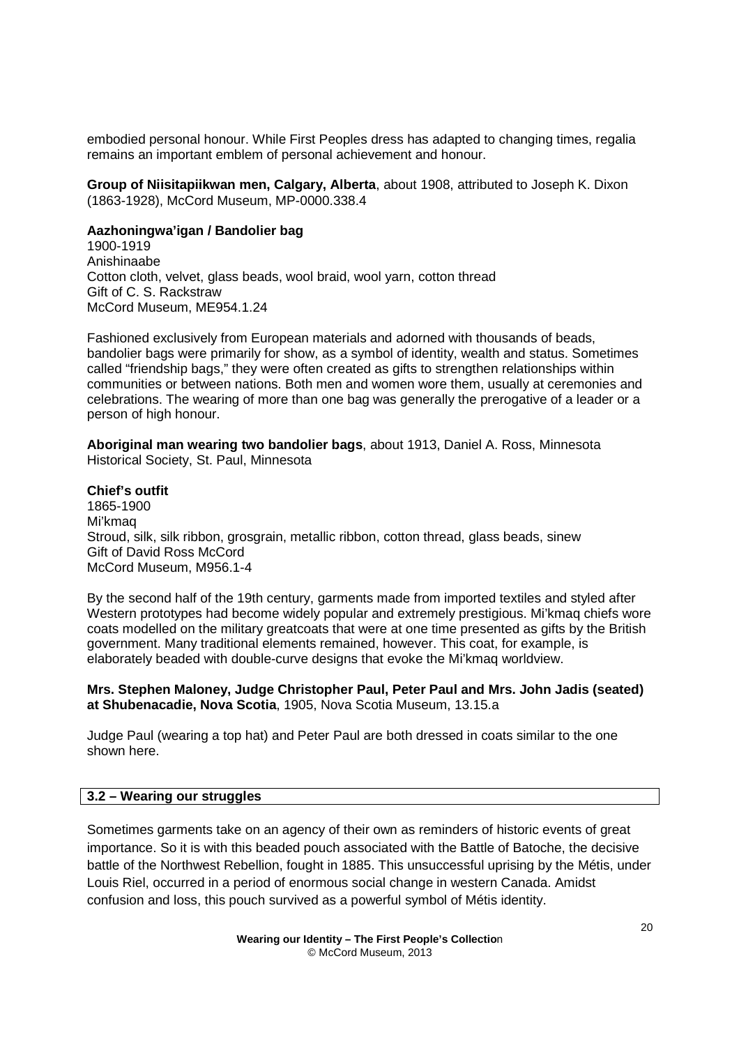embodied personal honour. While First Peoples dress has adapted to changing times, regalia remains an important emblem of personal achievement and honour.

**Group of Niisitapiikwan men, Calgary, Alberta**, about 1908, attributed to Joseph K. Dixon (1863-1928), McCord Museum, MP-0000.338.4

**Aazhoningwa'igan / Bandolier bag**
1900-1919
Anishinaabe
Cotton cloth, velvet, glass beads, wool braid, wool yarn, cotton thread
Gift of C. S. Rackstraw
McCord Museum, ME954.1.24

Fashioned exclusively from European materials and adorned with thousands of beads, bandolier bags were primarily for show, as a symbol of identity, wealth and status. Sometimes called "friendship bags," they were often created as gifts to strengthen relationships within communities or between nations. Both men and women wore them, usually at ceremonies and celebrations. The wearing of more than one bag was generally the prerogative of a leader or a person of high honour.

**Aboriginal man wearing two bandolier bags**, about 1913, Daniel A. Ross, Minnesota Historical Society, St. Paul, Minnesota

**Chief's outfit**
1865-1900
Mi'kmaq
Stroud, silk, silk ribbon, grosgrain, metallic ribbon, cotton thread, glass beads, sinew
Gift of David Ross McCord
McCord Museum, M956.1-4

By the second half of the 19th century, garments made from imported textiles and styled after Western prototypes had become widely popular and extremely prestigious. Mi'kmaq chiefs wore coats modelled on the military greatcoats that were at one time presented as gifts by the British government. Many traditional elements remained, however. This coat, for example, is elaborately beaded with double-curve designs that evoke the Mi'kmaq worldview.

**Mrs. Stephen Maloney, Judge Christopher Paul, Peter Paul and Mrs. John Jadis (seated) at Shubenacadie, Nova Scotia**, 1905, Nova Scotia Museum, 13.15.a

Judge Paul (wearing a top hat) and Peter Paul are both dressed in coats similar to the one shown here.

### 3.2 – Wearing our struggles

Sometimes garments take on an agency of their own as reminders of historic events of great importance. So it is with this beaded pouch associated with the Battle of Batoche, the decisive battle of the Northwest Rebellion, fought in 1885. This unsuccessful uprising by the Métis, under Louis Riel, occurred in a period of enormous social change in western Canada. Amidst confusion and loss, this pouch survived as a powerful symbol of Métis identity.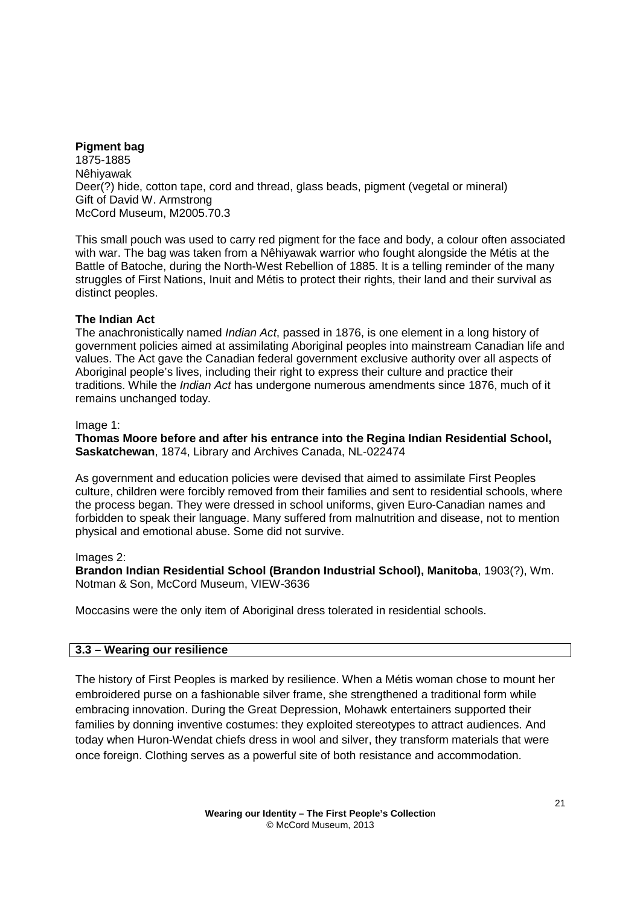**Pigment bag**
1875-1885
Nêhiyawak
Deer(?) hide, cotton tape, cord and thread, glass beads, pigment (vegetal or mineral)
Gift of David W. Armstrong
McCord Museum, M2005.70.3

This small pouch was used to carry red pigment for the face and body, a colour often associated with war. The bag was taken from a Nêhiyawak warrior who fought alongside the Métis at the Battle of Batoche, during the North-West Rebellion of 1885. It is a telling reminder of the many struggles of First Nations, Inuit and Métis to protect their rights, their land and their survival as distinct peoples.

**The Indian Act**
The anachronistically named *Indian Act*, passed in 1876, is one element in a long history of government policies aimed at assimilating Aboriginal peoples into mainstream Canadian life and values. The Act gave the Canadian federal government exclusive authority over all aspects of Aboriginal people's lives, including their right to express their culture and practice their traditions. While the *Indian Act* has undergone numerous amendments since 1876, much of it remains unchanged today.

Image 1:
**Thomas Moore before and after his entrance into the Regina Indian Residential School, Saskatchewan**, 1874, Library and Archives Canada, NL-022474

As government and education policies were devised that aimed to assimilate First Peoples culture, children were forcibly removed from their families and sent to residential schools, where the process began. They were dressed in school uniforms, given Euro-Canadian names and forbidden to speak their language. Many suffered from malnutrition and disease, not to mention physical and emotional abuse. Some did not survive.

Images 2:
**Brandon Indian Residential School (Brandon Industrial School), Manitoba**, 1903(?), Wm. Notman & Son, McCord Museum, VIEW-3636

Moccasins were the only item of Aboriginal dress tolerated in residential schools.

## 3.3 – Wearing our resilience

The history of First Peoples is marked by resilience. When a Métis woman chose to mount her embroidered purse on a fashionable silver frame, she strengthened a traditional form while embracing innovation. During the Great Depression, Mohawk entertainers supported their families by donning inventive costumes: they exploited stereotypes to attract audiences. And today when Huron-Wendat chiefs dress in wool and silver, they transform materials that were once foreign. Clothing serves as a powerful site of both resistance and accommodation.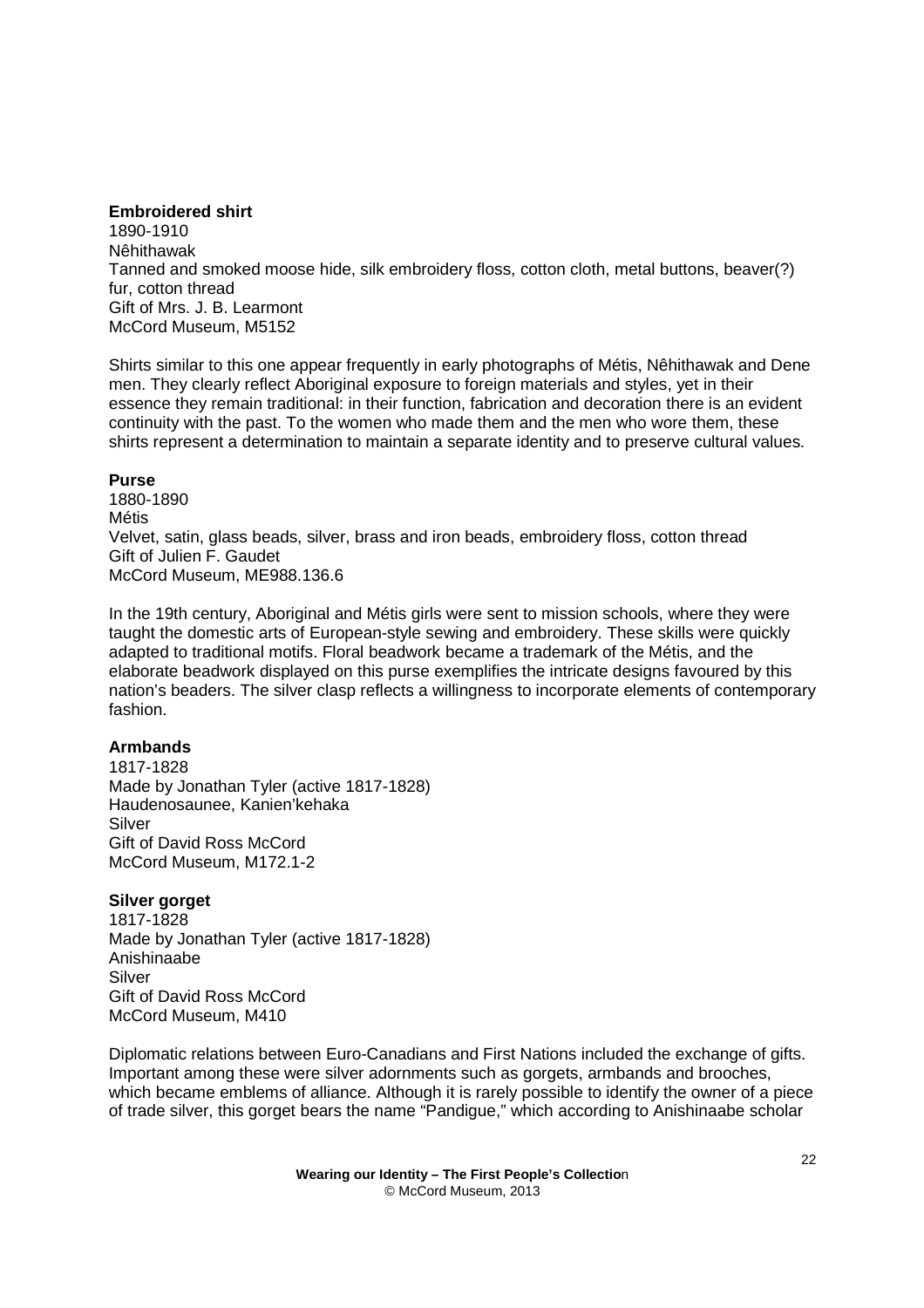**Embroidered shirt**
1890-1910
Nêhithawak
Tanned and smoked moose hide, silk embroidery floss, cotton cloth, metal buttons, beaver(?) fur, cotton thread
Gift of Mrs. J. B. Learmont
McCord Museum, M5152

Shirts similar to this one appear frequently in early photographs of Métis, Nêhithawak and Dene men. They clearly reflect Aboriginal exposure to foreign materials and styles, yet in their essence they remain traditional: in their function, fabrication and decoration there is an evident continuity with the past. To the women who made them and the men who wore them, these shirts represent a determination to maintain a separate identity and to preserve cultural values.

**Purse**
1880-1890
Métis
Velvet, satin, glass beads, silver, brass and iron beads, embroidery floss, cotton thread
Gift of Julien F. Gaudet
McCord Museum, ME988.136.6

In the 19th century, Aboriginal and Métis girls were sent to mission schools, where they were taught the domestic arts of European-style sewing and embroidery. These skills were quickly adapted to traditional motifs. Floral beadwork became a trademark of the Métis, and the elaborate beadwork displayed on this purse exemplifies the intricate designs favoured by this nation's beaders. The silver clasp reflects a willingness to incorporate elements of contemporary fashion.

**Armbands**
1817-1828
Made by Jonathan Tyler (active 1817-1828)
Haudenosaunee, Kanien'kehaka
Silver
Gift of David Ross McCord
McCord Museum, M172.1-2

**Silver gorget**
1817-1828
Made by Jonathan Tyler (active 1817-1828)
Anishinaabe
Silver
Gift of David Ross McCord
McCord Museum, M410

Diplomatic relations between Euro-Canadians and First Nations included the exchange of gifts. Important among these were silver adornments such as gorgets, armbands and brooches, which became emblems of alliance. Although it is rarely possible to identify the owner of a piece of trade silver, this gorget bears the name "Pandigue," which according to Anishinaabe scholar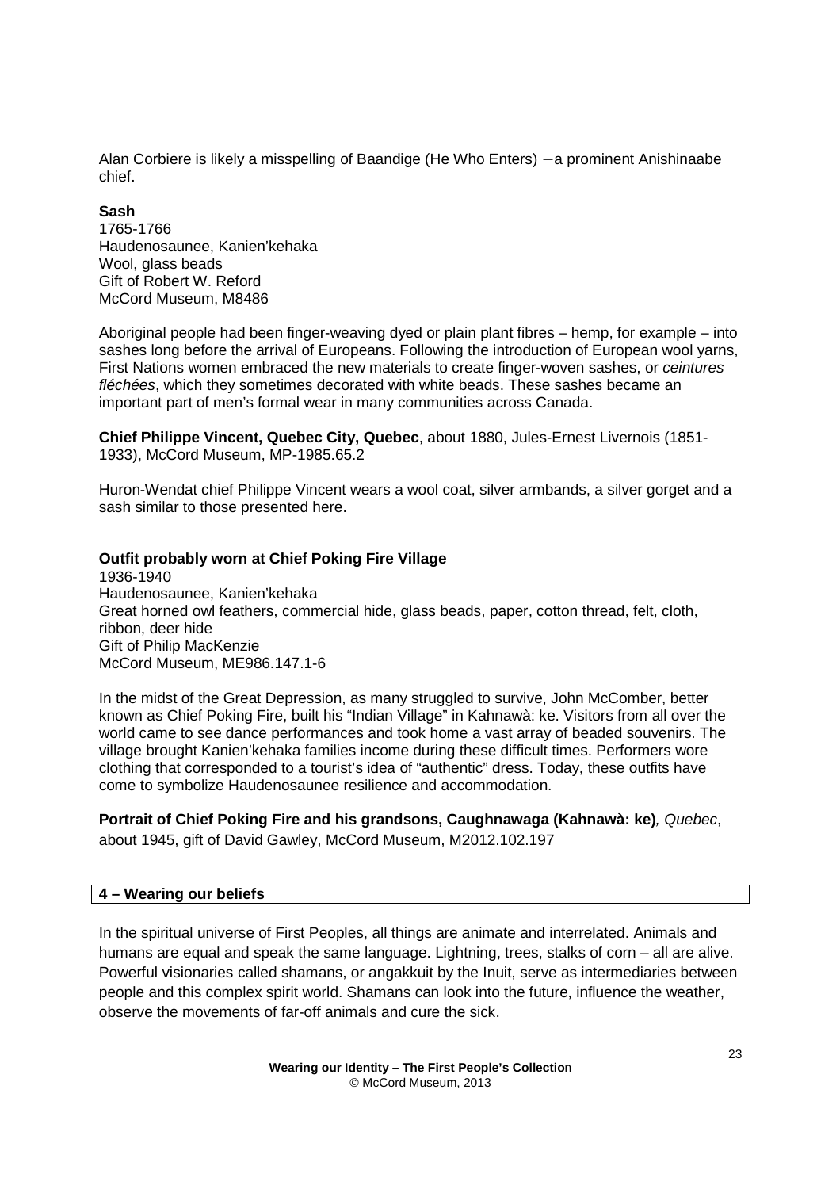Alan Corbiere is likely a misspelling of Baandige (He Who Enters) – a prominent Anishinaabe chief.

**Sash**
1765-1766
Haudenosaunee, Kanien'kehaka
Wool, glass beads
Gift of Robert W. Reford
McCord Museum, M8486

Aboriginal people had been finger-weaving dyed or plain plant fibres – hemp, for example – into sashes long before the arrival of Europeans. Following the introduction of European wool yarns, First Nations women embraced the new materials to create finger-woven sashes, or *ceintures fléchées*, which they sometimes decorated with white beads. These sashes became an important part of men's formal wear in many communities across Canada.

**Chief Philippe Vincent, Quebec City, Quebec**, about 1880, Jules-Ernest Livernois (1851-1933), McCord Museum, MP-1985.65.2

Huron-Wendat chief Philippe Vincent wears a wool coat, silver armbands, a silver gorget and a sash similar to those presented here.

**Outfit probably worn at Chief Poking Fire Village**
1936-1940
Haudenosaunee, Kanien'kehaka
Great horned owl feathers, commercial hide, glass beads, paper, cotton thread, felt, cloth, ribbon, deer hide
Gift of Philip MacKenzie
McCord Museum, ME986.147.1-6

In the midst of the Great Depression, as many struggled to survive, John McComber, better known as Chief Poking Fire, built his "Indian Village" in Kahnawà: ke. Visitors from all over the world came to see dance performances and took home a vast array of beaded souvenirs. The village brought Kanien'kehaka families income during these difficult times. Performers wore clothing that corresponded to a tourist's idea of "authentic" dress. Today, these outfits have come to symbolize Haudenosaunee resilience and accommodation.

**Portrait of Chief Poking Fire and his grandsons, Caughnawaga (Kahnawà: ke)***, Quebec*, about 1945, gift of David Gawley, McCord Museum, M2012.102.197

## 4 – Wearing our beliefs

In the spiritual universe of First Peoples, all things are animate and interrelated. Animals and humans are equal and speak the same language. Lightning, trees, stalks of corn – all are alive. Powerful visionaries called shamans, or angakkuit by the Inuit, serve as intermediaries between people and this complex spirit world. Shamans can look into the future, influence the weather, observe the movements of far-off animals and cure the sick.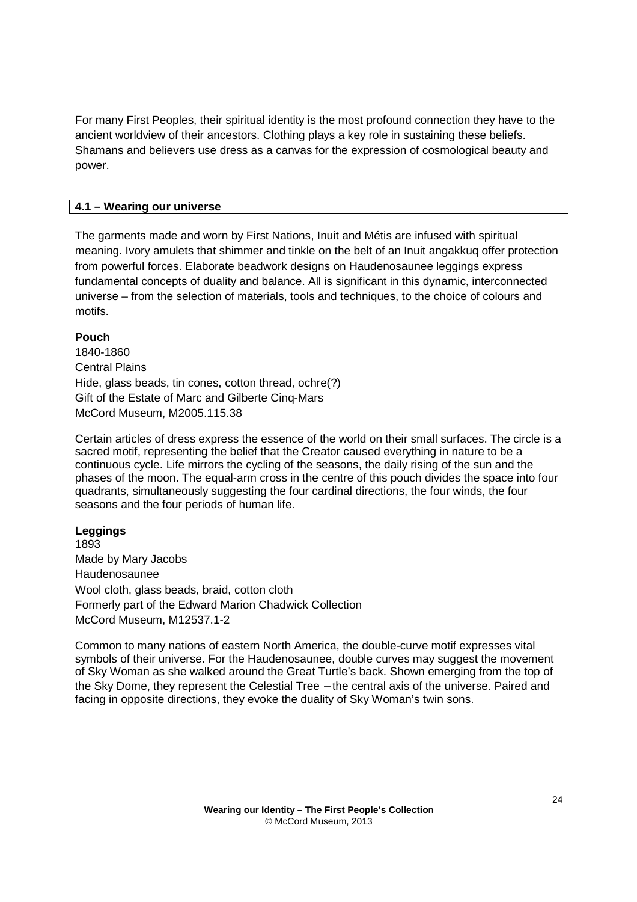For many First Peoples, their spiritual identity is the most profound connection they have to the ancient worldview of their ancestors. Clothing plays a key role in sustaining these beliefs. Shamans and believers use dress as a canvas for the expression of cosmological beauty and power.

## 4.1 – Wearing our universe

The garments made and worn by First Nations, Inuit and Métis are infused with spiritual meaning. Ivory amulets that shimmer and tinkle on the belt of an Inuit angakkuq offer protection from powerful forces. Elaborate beadwork designs on Haudenosaunee leggings express fundamental concepts of duality and balance. All is significant in this dynamic, interconnected universe – from the selection of materials, tools and techniques, to the choice of colours and motifs.

**Pouch**
1840-1860
Central Plains
Hide, glass beads, tin cones, cotton thread, ochre(?)
Gift of the Estate of Marc and Gilberte Cinq-Mars
McCord Museum, M2005.115.38

Certain articles of dress express the essence of the world on their small surfaces. The circle is a sacred motif, representing the belief that the Creator caused everything in nature to be a continuous cycle. Life mirrors the cycling of the seasons, the daily rising of the sun and the phases of the moon. The equal-arm cross in the centre of this pouch divides the space into four quadrants, simultaneously suggesting the four cardinal directions, the four winds, the four seasons and the four periods of human life.

**Leggings**
1893
Made by Mary Jacobs
Haudenosaunee
Wool cloth, glass beads, braid, cotton cloth
Formerly part of the Edward Marion Chadwick Collection
McCord Museum, M12537.1-2

Common to many nations of eastern North America, the double-curve motif expresses vital symbols of their universe. For the Haudenosaunee, double curves may suggest the movement of Sky Woman as she walked around the Great Turtle's back. Shown emerging from the top of the Sky Dome, they represent the Celestial Tree – the central axis of the universe. Paired and facing in opposite directions, they evoke the duality of Sky Woman's twin sons.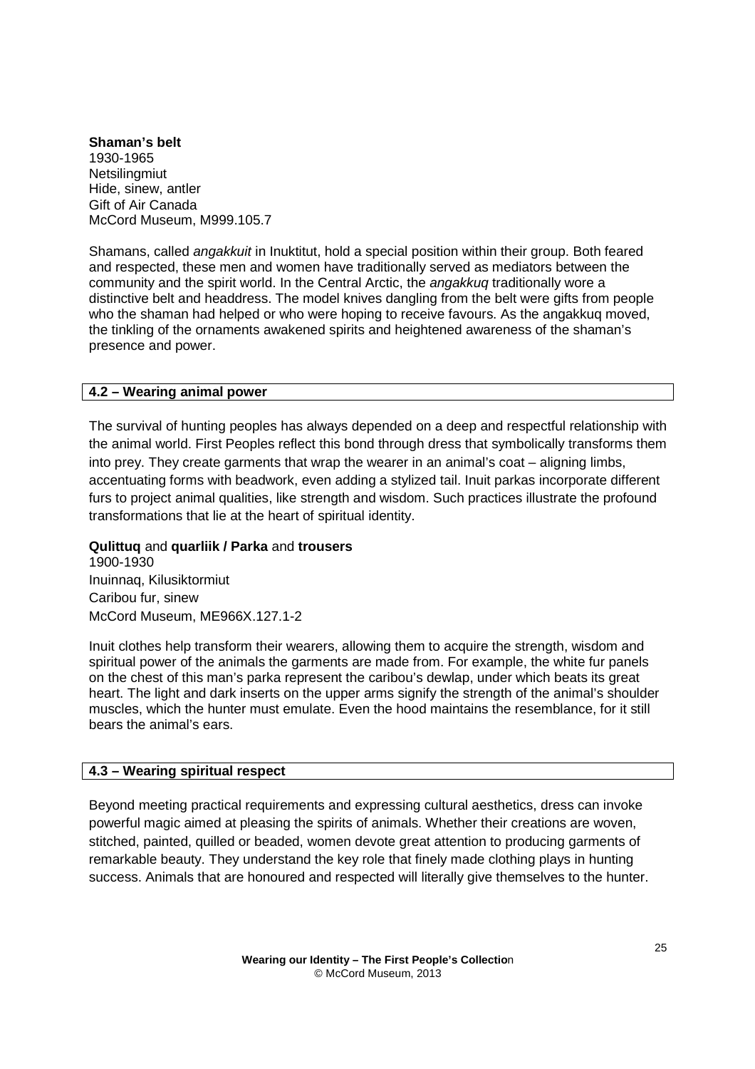**Shaman's belt**
1930-1965
Netsilingmiut
Hide, sinew, antler
Gift of Air Canada
McCord Museum, M999.105.7

Shamans, called *angakkuit* in Inuktitut, hold a special position within their group. Both feared and respected, these men and women have traditionally served as mediators between the community and the spirit world. In the Central Arctic, the *angakkuq* traditionally wore a distinctive belt and headdress. The model knives dangling from the belt were gifts from people who the shaman had helped or who were hoping to receive favours. As the angakkuq moved, the tinkling of the ornaments awakened spirits and heightened awareness of the shaman's presence and power.

## 4.2 – Wearing animal power

The survival of hunting peoples has always depended on a deep and respectful relationship with the animal world. First Peoples reflect this bond through dress that symbolically transforms them into prey. They create garments that wrap the wearer in an animal's coat – aligning limbs, accentuating forms with beadwork, even adding a stylized tail. Inuit parkas incorporate different furs to project animal qualities, like strength and wisdom. Such practices illustrate the profound transformations that lie at the heart of spiritual identity.

**Qulittuq** and **quarliik / Parka** and **trousers**
1900-1930
Inuinnaq, Kilusiktormiut
Caribou fur, sinew
McCord Museum, ME966X.127.1-2

Inuit clothes help transform their wearers, allowing them to acquire the strength, wisdom and spiritual power of the animals the garments are made from. For example, the white fur panels on the chest of this man's parka represent the caribou's dewlap, under which beats its great heart. The light and dark inserts on the upper arms signify the strength of the animal's shoulder muscles, which the hunter must emulate. Even the hood maintains the resemblance, for it still bears the animal's ears.

## 4.3 – Wearing spiritual respect

Beyond meeting practical requirements and expressing cultural aesthetics, dress can invoke powerful magic aimed at pleasing the spirits of animals. Whether their creations are woven, stitched, painted, quilled or beaded, women devote great attention to producing garments of remarkable beauty. They understand the key role that finely made clothing plays in hunting success. Animals that are honoured and respected will literally give themselves to the hunter.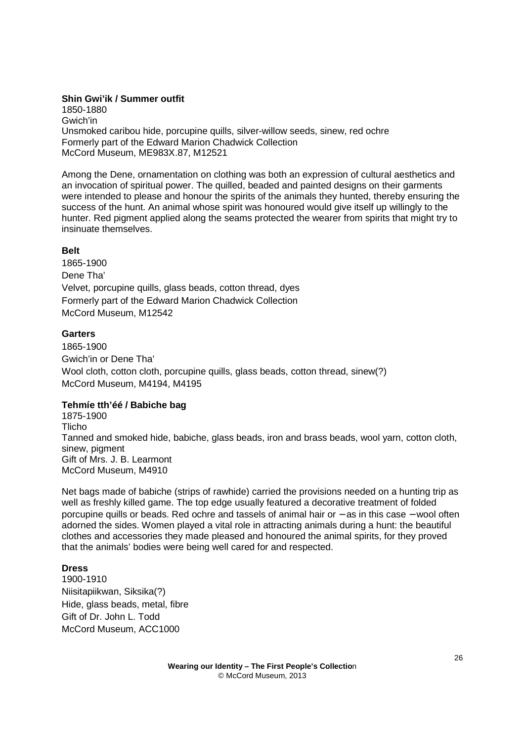**Shin Gwi'ik / Summer outfit**
1850-1880
Gwich'in
Unsmoked caribou hide, porcupine quills, silver-willow seeds, sinew, red ochre
Formerly part of the Edward Marion Chadwick Collection
McCord Museum, ME983X.87, M12521

Among the Dene, ornamentation on clothing was both an expression of cultural aesthetics and an invocation of spiritual power. The quilled, beaded and painted designs on their garments were intended to please and honour the spirits of the animals they hunted, thereby ensuring the success of the hunt. An animal whose spirit was honoured would give itself up willingly to the hunter. Red pigment applied along the seams protected the wearer from spirits that might try to insinuate themselves.

**Belt**
1865-1900
Dene Tha'
Velvet, porcupine quills, glass beads, cotton thread, dyes
Formerly part of the Edward Marion Chadwick Collection
McCord Museum, M12542

**Garters**
1865-1900
Gwich'in or Dene Tha'
Wool cloth, cotton cloth, porcupine quills, glass beads, cotton thread, sinew(?)
McCord Museum, M4194, M4195

**Tehmíe tth'éé / Babiche bag**
1875-1900
Tlicho
Tanned and smoked hide, babiche, glass beads, iron and brass beads, wool yarn, cotton cloth, sinew, pigment
Gift of Mrs. J. B. Learmont
McCord Museum, M4910

Net bags made of babiche (strips of rawhide) carried the provisions needed on a hunting trip as well as freshly killed game. The top edge usually featured a decorative treatment of folded porcupine quills or beads. Red ochre and tassels of animal hair or – as in this case – wool often adorned the sides. Women played a vital role in attracting animals during a hunt: the beautiful clothes and accessories they made pleased and honoured the animal spirits, for they proved that the animals' bodies were being well cared for and respected.

**Dress**
1900-1910
Niisitapiikwan, Siksika(?)
Hide, glass beads, metal, fibre
Gift of Dr. John L. Todd
McCord Museum, ACC1000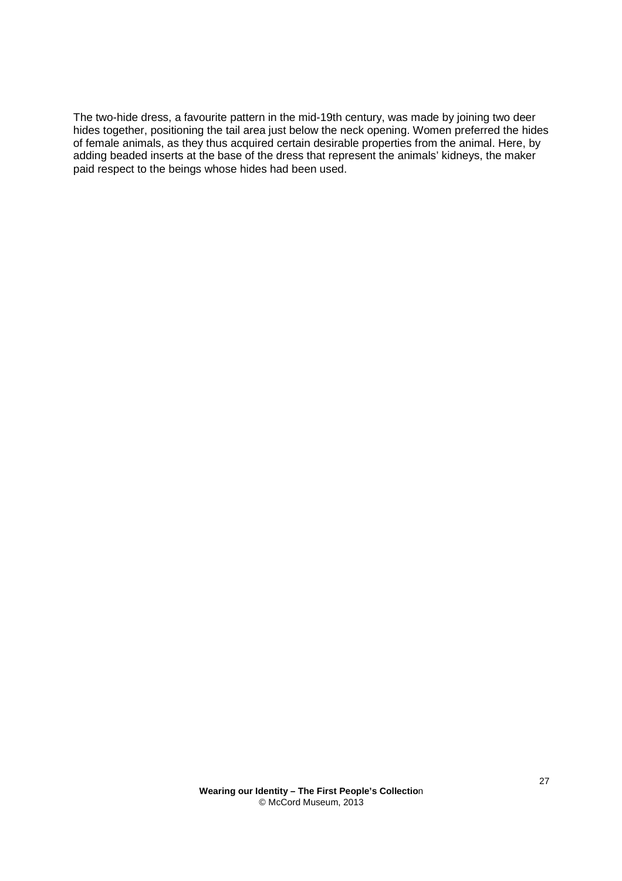The two-hide dress, a favourite pattern in the mid-19th century, was made by joining two deer hides together, positioning the tail area just below the neck opening. Women preferred the hides of female animals, as they thus acquired certain desirable properties from the animal. Here, by adding beaded inserts at the base of the dress that represent the animals' kidneys, the maker paid respect to the beings whose hides had been used.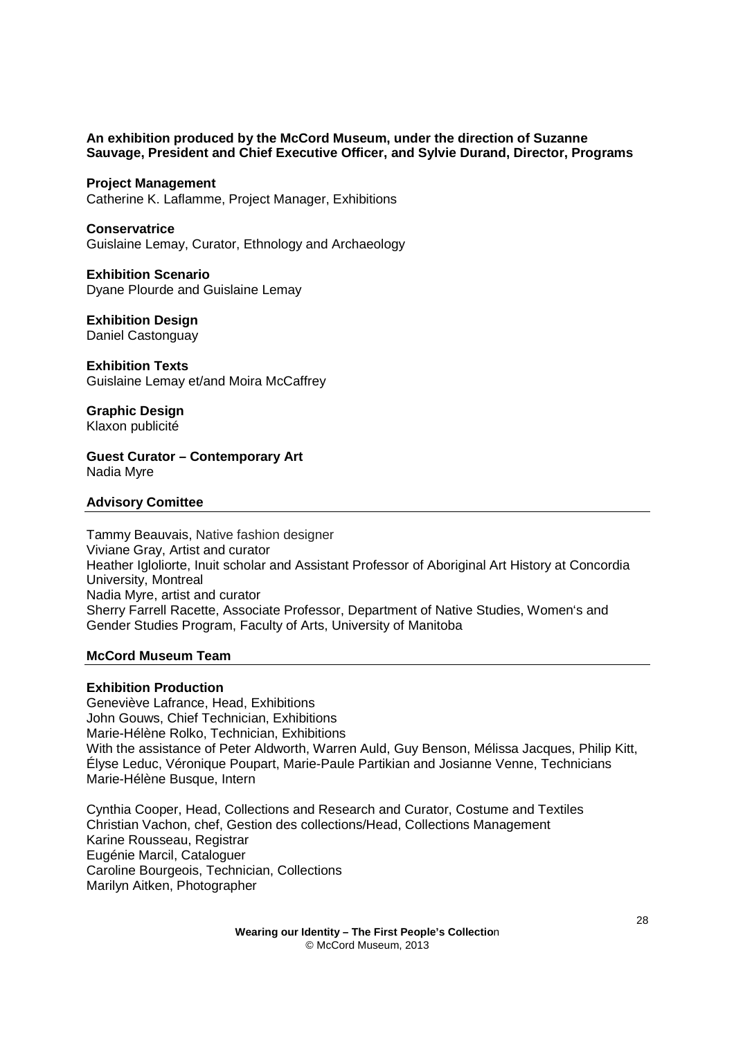**An exhibition produced by the McCord Museum, under the direction of Suzanne Sauvage, President and Chief Executive Officer, and Sylvie Durand, Director, Programs**

**Project Management**
Catherine K. Laflamme, Project Manager, Exhibitions

**Conservatrice**
Guislaine Lemay, Curator, Ethnology and Archaeology

**Exhibition Scenario**
Dyane Plourde and Guislaine Lemay

**Exhibition Design**
Daniel Castonguay

**Exhibition Texts**
Guislaine Lemay et/and Moira McCaffrey

**Graphic Design**
Klaxon publicité

**Guest Curator – Contemporary Art**
Nadia Myre

**Advisory Comittee**

Tammy Beauvais, Native fashion designer
Viviane Gray, Artist and curator
Heather Igloliorte, Inuit scholar and Assistant Professor of Aboriginal Art History at Concordia University, Montreal
Nadia Myre, artist and curator
Sherry Farrell Racette, Associate Professor, Department of Native Studies, Women's and Gender Studies Program, Faculty of Arts, University of Manitoba

**McCord Museum Team**

**Exhibition Production**
Geneviève Lafrance, Head, Exhibitions
John Gouws, Chief Technician, Exhibitions
Marie-Hélène Rolko, Technician, Exhibitions
With the assistance of Peter Aldworth, Warren Auld, Guy Benson, Mélissa Jacques, Philip Kitt, Élyse Leduc, Véronique Poupart, Marie-Paule Partikian and Josianne Venne, Technicians
Marie-Hélène Busque, Intern

Cynthia Cooper, Head, Collections and Research and Curator, Costume and Textiles
Christian Vachon, chef, Gestion des collections/Head, Collections Management
Karine Rousseau, Registrar
Eugénie Marcil, Cataloguer
Caroline Bourgeois, Technician, Collections
Marilyn Aitken, Photographer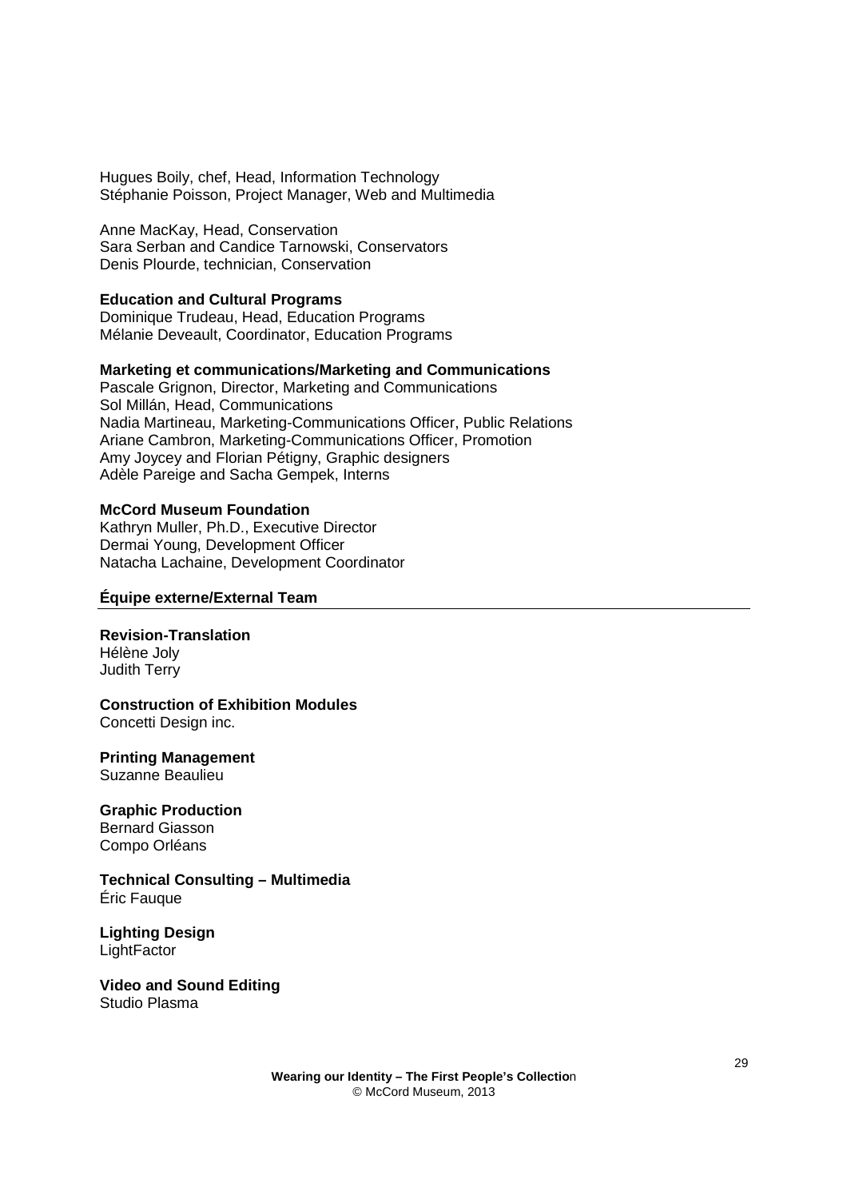Hugues Boily, chef, Head, Information Technology
Stéphanie Poisson, Project Manager, Web and Multimedia

Anne MacKay, Head, Conservation
Sara Serban and Candice Tarnowski, Conservators
Denis Plourde, technician, Conservation

**Education and Cultural Programs**
Dominique Trudeau, Head, Education Programs
Mélanie Deveault, Coordinator, Education Programs

**Marketing et communications/Marketing and Communications**
Pascale Grignon, Director, Marketing and Communications
Sol Millán, Head, Communications
Nadia Martineau, Marketing-Communications Officer, Public Relations
Ariane Cambron, Marketing-Communications Officer, Promotion
Amy Joycey and Florian Pétigny, Graphic designers
Adèle Pareige and Sacha Gempek, Interns

**McCord Museum Foundation**
Kathryn Muller, Ph.D., Executive Director
Dermai Young, Development Officer
Natacha Lachaine, Development Coordinator

## Équipe externe/External Team

**Revision-Translation**
Hélène Joly
Judith Terry

**Construction of Exhibition Modules**
Concetti Design inc.

**Printing Management**
Suzanne Beaulieu

**Graphic Production**
Bernard Giasson
Compo Orléans

**Technical Consulting – Multimedia**
Éric Fauque

**Lighting Design**
LightFactor

**Video and Sound Editing**
Studio Plasma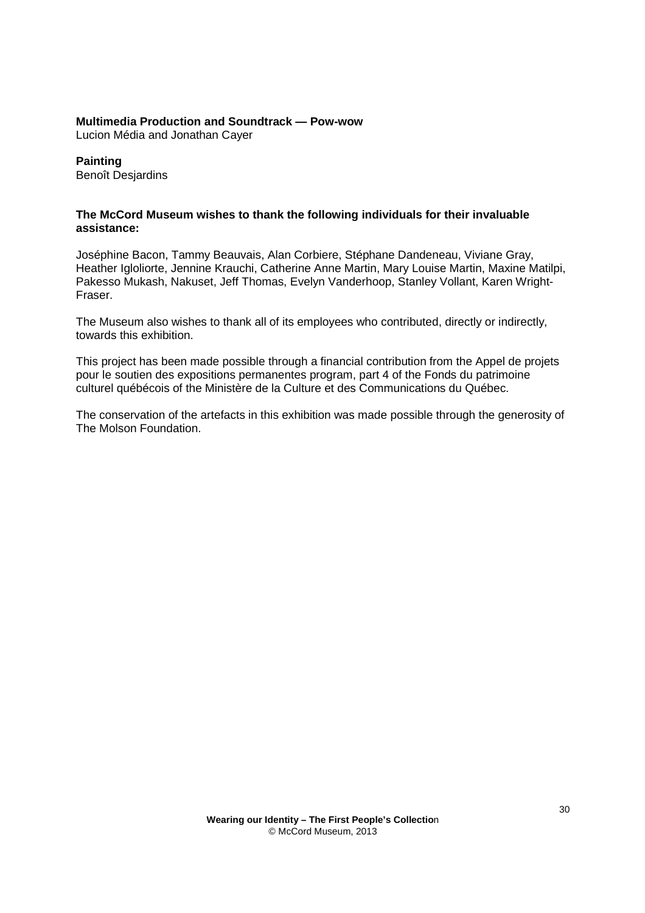**Multimedia Production and Soundtrack — Pow-wow**
Lucion Média and Jonathan Cayer

**Painting**
Benoît Desjardins

**The McCord Museum wishes to thank the following individuals for their invaluable assistance:**

Joséphine Bacon, Tammy Beauvais, Alan Corbiere, Stéphane Dandeneau, Viviane Gray, Heather Igloliorte, Jennine Krauchi, Catherine Anne Martin, Mary Louise Martin, Maxine Matilpi, Pakesso Mukash, Nakuset, Jeff Thomas, Evelyn Vanderhoop, Stanley Vollant, Karen Wright-Fraser.

The Museum also wishes to thank all of its employees who contributed, directly or indirectly, towards this exhibition.

This project has been made possible through a financial contribution from the Appel de projets pour le soutien des expositions permanentes program, part 4 of the Fonds du patrimoine culturel québécois of the Ministère de la Culture et des Communications du Québec.

The conservation of the artefacts in this exhibition was made possible through the generosity of The Molson Foundation.